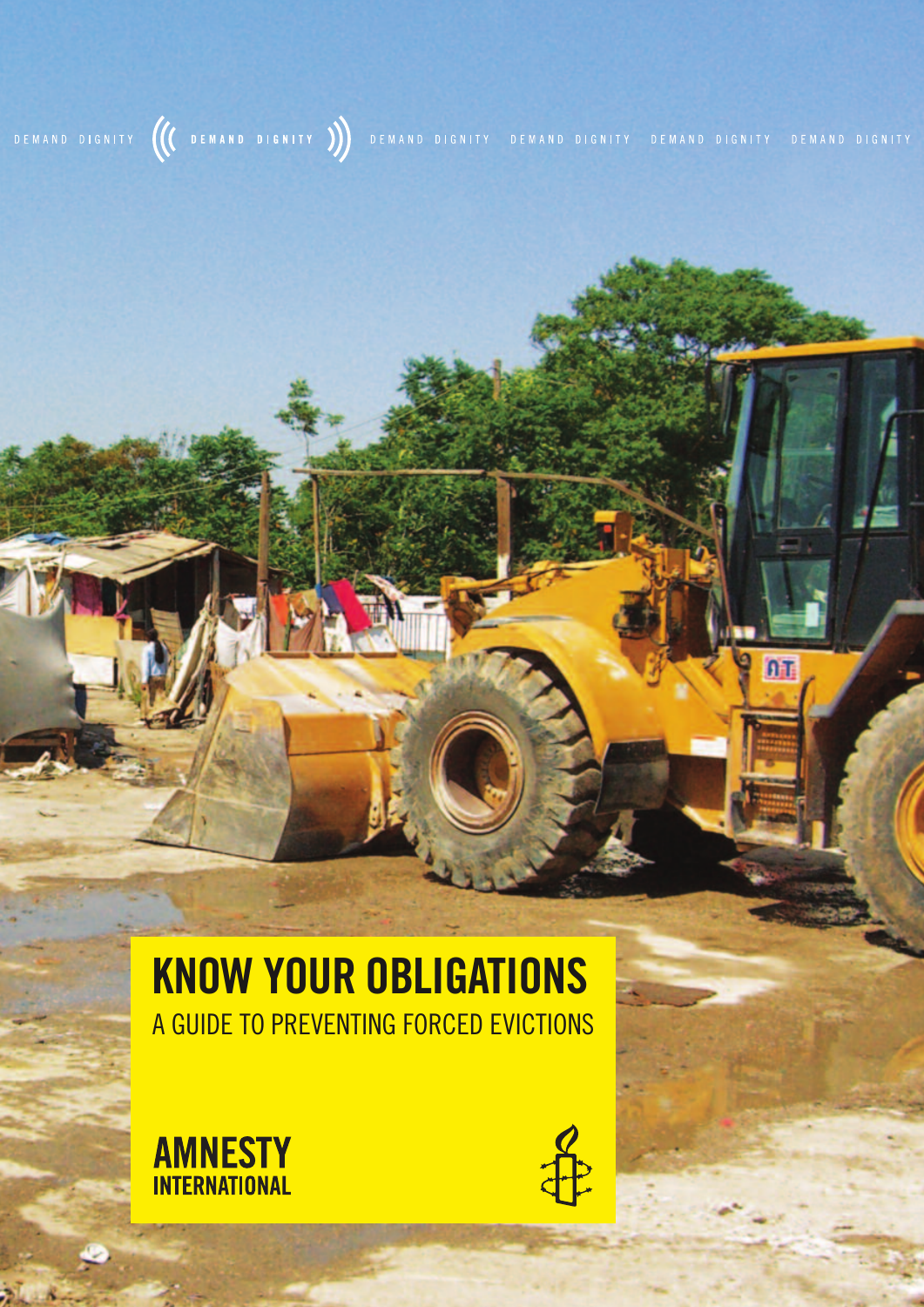DEMAND DIGNITY DEMAND DIGNITY DEMAND DIGNITY DEMAND DIGNITY DEMAND DIGNITY DEMAND DIGNITY

# KNOW YOUR OBLIGATIONS

## A GUIDE TO PREVENTING FORCED EVICTIONS

AMNESTY INTERNATIONAL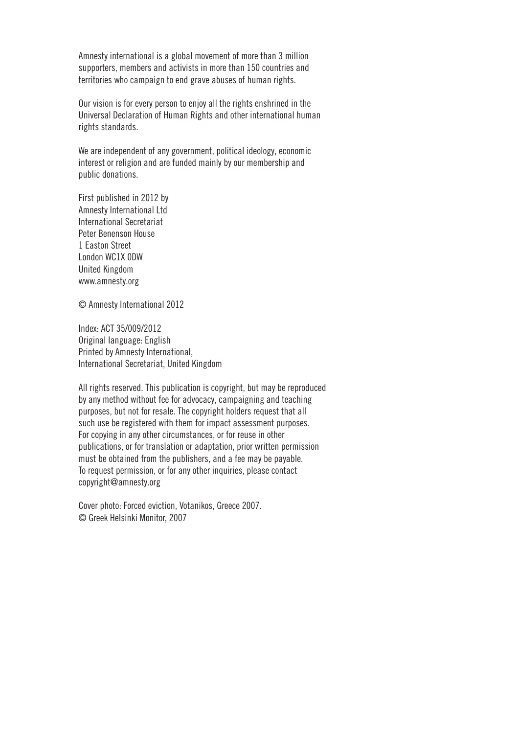Amnesty international is a global movement of more than 3 million supporters, members and activists in more than 150 countries and territories who campaign to end grave abuses of human rights.

Our vision is for every person to enjoy all the rights enshrined in the Universal Declaration of Human Rights and other international human rights standards.

We are independent of any government, political ideology, economic interest or religion and are funded mainly by our membership and public donations.

First published in 2012 by
Amnesty International Ltd
International Secretariat
Peter Benenson House
1 Easton Street
London WC1X 0DW
United Kingdom
www.amnesty.org

© Amnesty International 2012

Index: ACT 35/009/2012
Original language: English
Printed by Amnesty International,
International Secretariat, United Kingdom

All rights reserved. This publication is copyright, but may be reproduced by any method without fee for advocacy, campaigning and teaching purposes, but not for resale. The copyright holders request that all such use be registered with them for impact assessment purposes. For copying in any other circumstances, or for reuse in other publications, or for translation or adaptation, prior written permission must be obtained from the publishers, and a fee may be payable. To request permission, or for any other inquiries, please contact copyright@amnesty.org

Cover photo: Forced eviction, Votanikos, Greece 2007.
© Greek Helsinki Monitor, 2007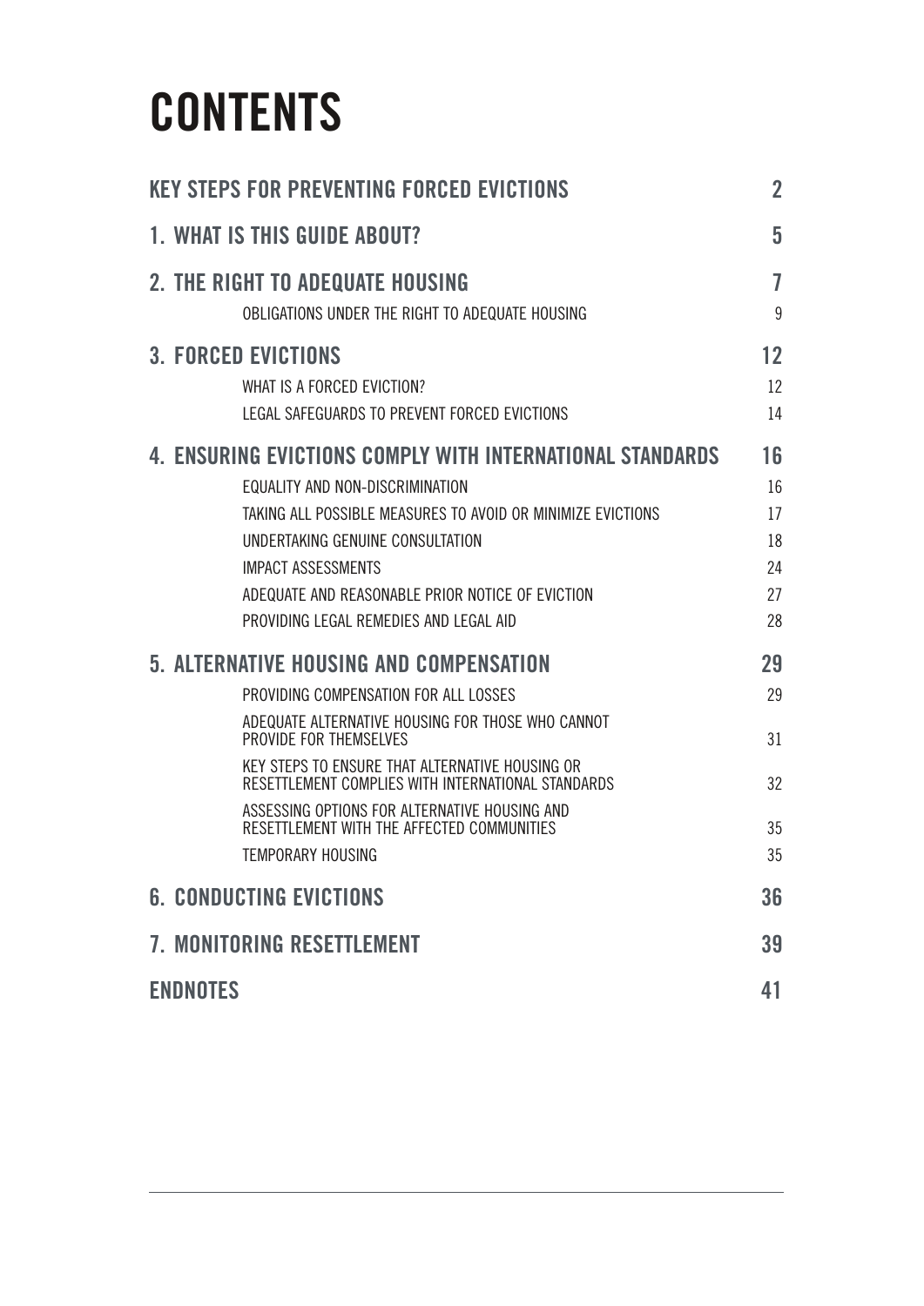# CONTENTS

| | |
|---|---|
| **KEY STEPS FOR PREVENTING FORCED EVICTIONS** | **2** |
| **1. WHAT IS THIS GUIDE ABOUT?** | **5** |
| **2. THE RIGHT TO ADEQUATE HOUSING** | **7** |
| OBLIGATIONS UNDER THE RIGHT TO ADEQUATE HOUSING | 9 |
| **3. FORCED EVICTIONS** | **12** |
| WHAT IS A FORCED EVICTION? | 12 |
| LEGAL SAFEGUARDS TO PREVENT FORCED EVICTIONS | 14 |
| **4. ENSURING EVICTIONS COMPLY WITH INTERNATIONAL STANDARDS** | **16** |
| EQUALITY AND NON-DISCRIMINATION | 16 |
| TAKING ALL POSSIBLE MEASURES TO AVOID OR MINIMIZE EVICTIONS | 17 |
| UNDERTAKING GENUINE CONSULTATION | 18 |
| IMPACT ASSESSMENTS | 24 |
| ADEQUATE AND REASONABLE PRIOR NOTICE OF EVICTION | 27 |
| PROVIDING LEGAL REMEDIES AND LEGAL AID | 28 |
| **5. ALTERNATIVE HOUSING AND COMPENSATION** | **29** |
| PROVIDING COMPENSATION FOR ALL LOSSES | 29 |
| ADEQUATE ALTERNATIVE HOUSING FOR THOSE WHO CANNOT PROVIDE FOR THEMSELVES | 31 |
| KEY STEPS TO ENSURE THAT ALTERNATIVE HOUSING OR RESETTLEMENT COMPLIES WITH INTERNATIONAL STANDARDS | 32 |
| ASSESSING OPTIONS FOR ALTERNATIVE HOUSING AND RESETTLEMENT WITH THE AFFECTED COMMUNITIES | 35 |
| TEMPORARY HOUSING | 35 |
| **6. CONDUCTING EVICTIONS** | **36** |
| **7. MONITORING RESETTLEMENT** | **39** |
| **ENDNOTES** | **41** |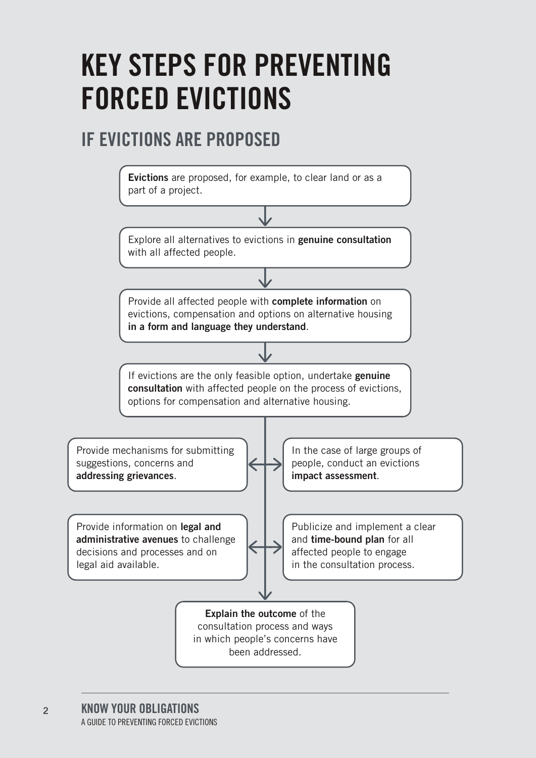# KEY STEPS FOR PREVENTING FORCED EVICTIONS

## IF EVICTIONS ARE PROPOSED

**Evictions** are proposed, for example, to clear land or as a part of a project.

Explore all alternatives to evictions in **genuine consultation** with all affected people.

Provide all affected people with **complete information** on evictions, compensation and options on alternative housing **in a form and language they understand**.

If evictions are the only feasible option, undertake **genuine consultation** with affected people on the process of evictions, options for compensation and alternative housing.

- Provide mechanisms for submitting suggestions, concerns and **addressing grievances**.
- In the case of large groups of people, conduct an evictions **impact assessment**.
- Provide information on **legal and administrative avenues** to challenge decisions and processes and on legal aid available.
- Publicize and implement a clear and **time-bound plan** for all affected people to engage in the consultation process.

**Explain the outcome** of the consultation process and ways in which people's concerns have been addressed.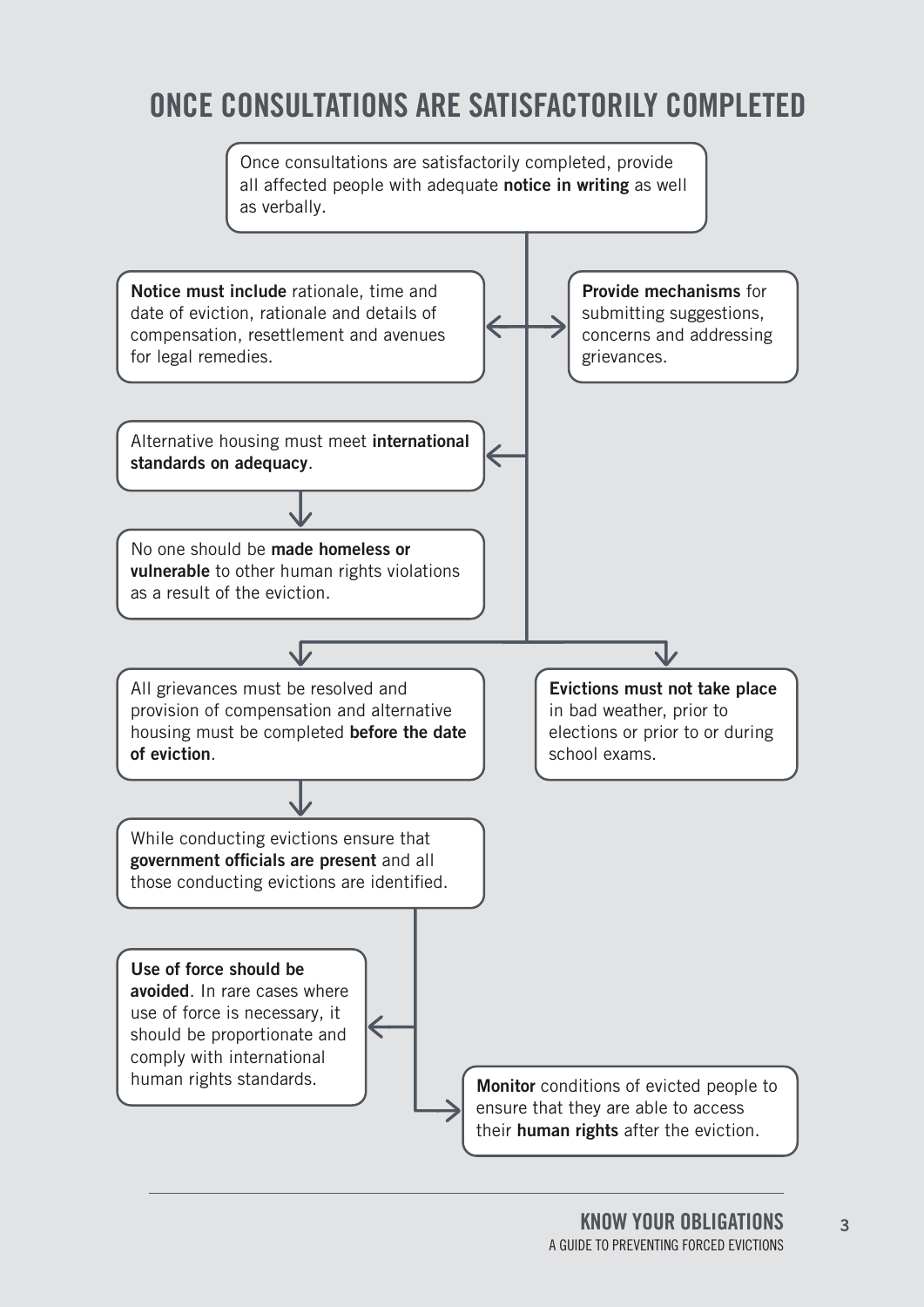# ONCE CONSULTATIONS ARE SATISFACTORILY COMPLETED

Once consultations are satisfactorily completed, provide all affected people with adequate **notice in writing** as well as verbally.

**Notice must include** rationale, time and date of eviction, rationale and details of compensation, resettlement and avenues for legal remedies.

**Provide mechanisms** for submitting suggestions, concerns and addressing grievances.

Alternative housing must meet **international standards on adequacy**.

No one should be **made homeless or vulnerable** to other human rights violations as a result of the eviction.

All grievances must be resolved and provision of compensation and alternative housing must be completed **before the date of eviction**.

**Evictions must not take place** in bad weather, prior to elections or prior to or during school exams.

While conducting evictions ensure that **government officials are present** and all those conducting evictions are identified.

**Use of force should be avoided**. In rare cases where use of force is necessary, it should be proportionate and comply with international human rights standards.

**Monitor** conditions of evicted people to ensure that they are able to access their **human rights** after the eviction.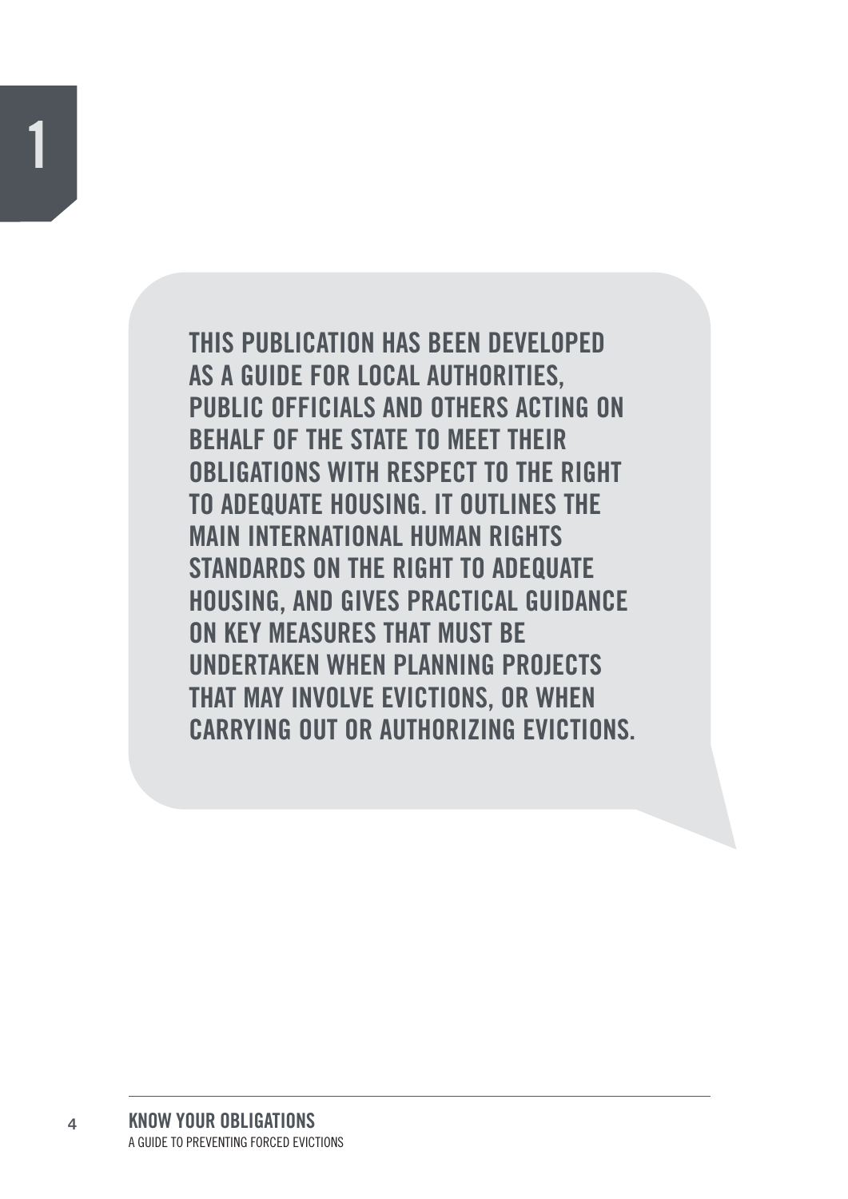THIS PUBLICATION HAS BEEN DEVELOPED AS A GUIDE FOR LOCAL AUTHORITIES, PUBLIC OFFICIALS AND OTHERS ACTING ON BEHALF OF THE STATE TO MEET THEIR OBLIGATIONS WITH RESPECT TO THE RIGHT TO ADEQUATE HOUSING. IT OUTLINES THE MAIN INTERNATIONAL HUMAN RIGHTS STANDARDS ON THE RIGHT TO ADEQUATE HOUSING, AND GIVES PRACTICAL GUIDANCE ON KEY MEASURES THAT MUST BE UNDERTAKEN WHEN PLANNING PROJECTS THAT MAY INVOLVE EVICTIONS, OR WHEN CARRYING OUT OR AUTHORIZING EVICTIONS.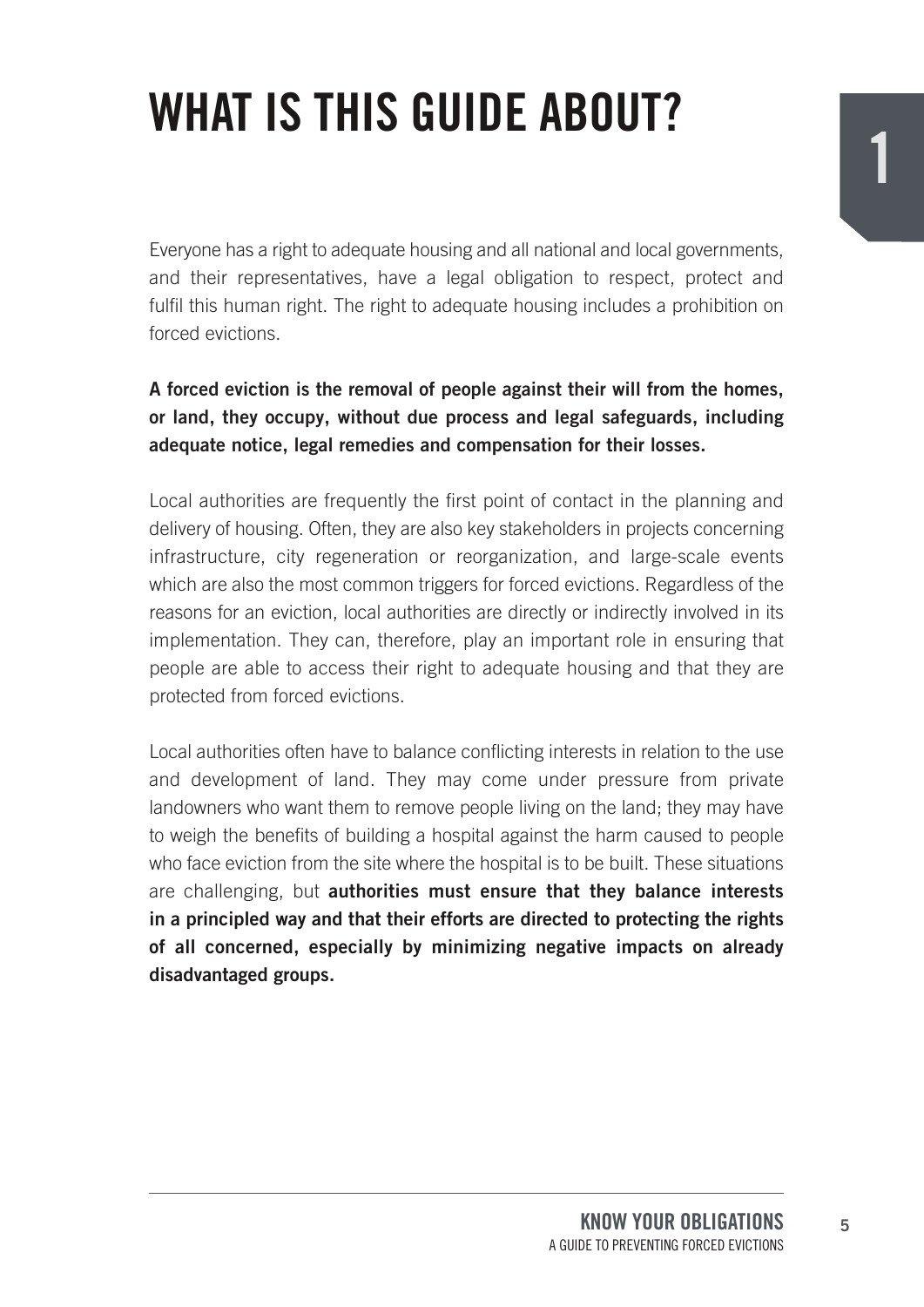# WHAT IS THIS GUIDE ABOUT?

Everyone has a right to adequate housing and all national and local governments, and their representatives, have a legal obligation to respect, protect and fulfil this human right. The right to adequate housing includes a prohibition on forced evictions.

**A forced eviction is the removal of people against their will from the homes, or land, they occupy, without due process and legal safeguards, including adequate notice, legal remedies and compensation for their losses.**

Local authorities are frequently the first point of contact in the planning and delivery of housing. Often, they are also key stakeholders in projects concerning infrastructure, city regeneration or reorganization, and large-scale events which are also the most common triggers for forced evictions. Regardless of the reasons for an eviction, local authorities are directly or indirectly involved in its implementation. They can, therefore, play an important role in ensuring that people are able to access their right to adequate housing and that they are protected from forced evictions.

Local authorities often have to balance conflicting interests in relation to the use and development of land. They may come under pressure from private landowners who want them to remove people living on the land; they may have to weigh the benefits of building a hospital against the harm caused to people who face eviction from the site where the hospital is to be built. These situations are challenging, but **authorities must ensure that they balance interests in a principled way and that their efforts are directed to protecting the rights of all concerned, especially by minimizing negative impacts on already disadvantaged groups.**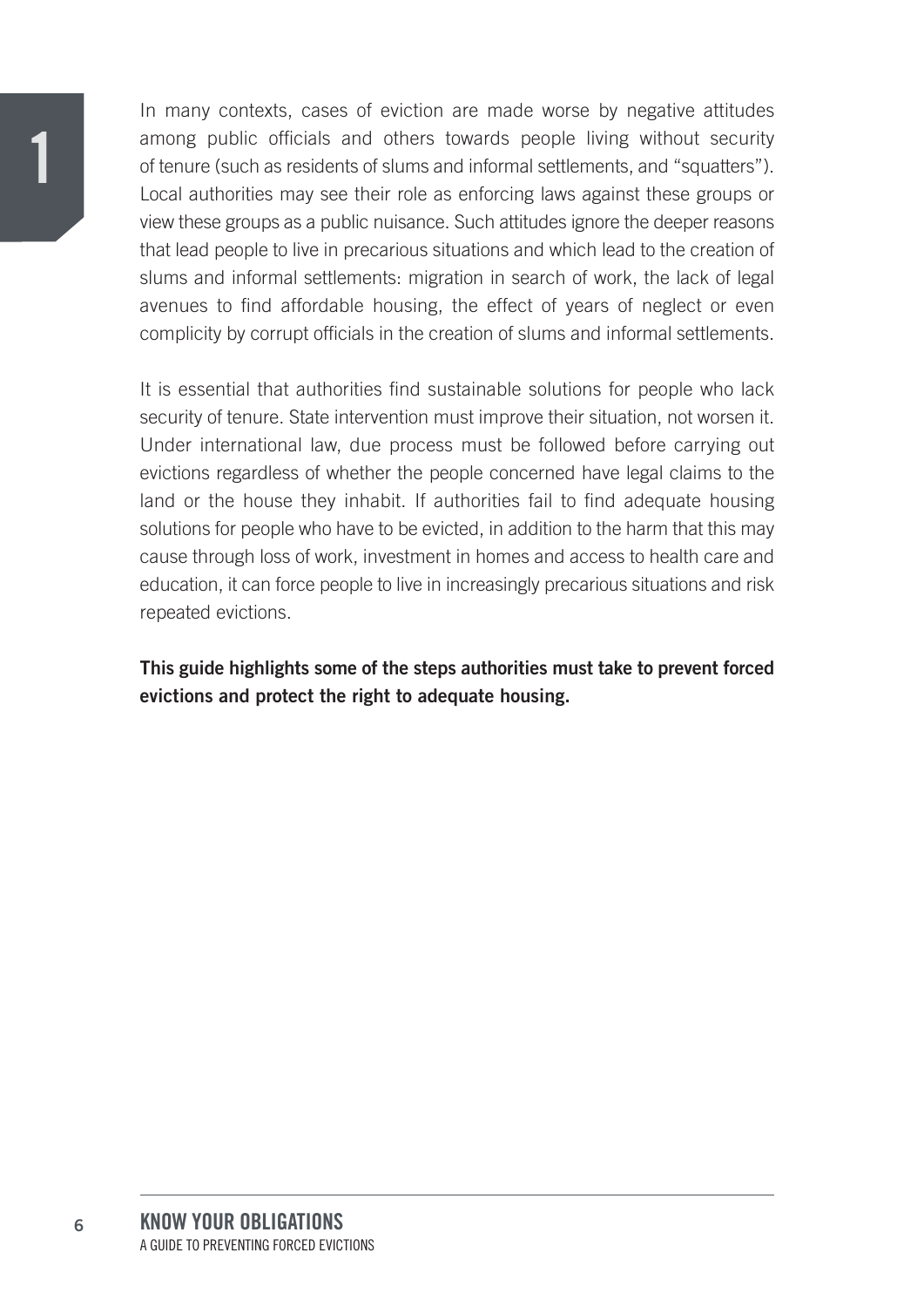In many contexts, cases of eviction are made worse by negative attitudes among public officials and others towards people living without security of tenure (such as residents of slums and informal settlements, and "squatters"). Local authorities may see their role as enforcing laws against these groups or view these groups as a public nuisance. Such attitudes ignore the deeper reasons that lead people to live in precarious situations and which lead to the creation of slums and informal settlements: migration in search of work, the lack of legal avenues to find affordable housing, the effect of years of neglect or even complicity by corrupt officials in the creation of slums and informal settlements.

It is essential that authorities find sustainable solutions for people who lack security of tenure. State intervention must improve their situation, not worsen it. Under international law, due process must be followed before carrying out evictions regardless of whether the people concerned have legal claims to the land or the house they inhabit. If authorities fail to find adequate housing solutions for people who have to be evicted, in addition to the harm that this may cause through loss of work, investment in homes and access to health care and education, it can force people to live in increasingly precarious situations and risk repeated evictions.

**This guide highlights some of the steps authorities must take to prevent forced evictions and protect the right to adequate housing.**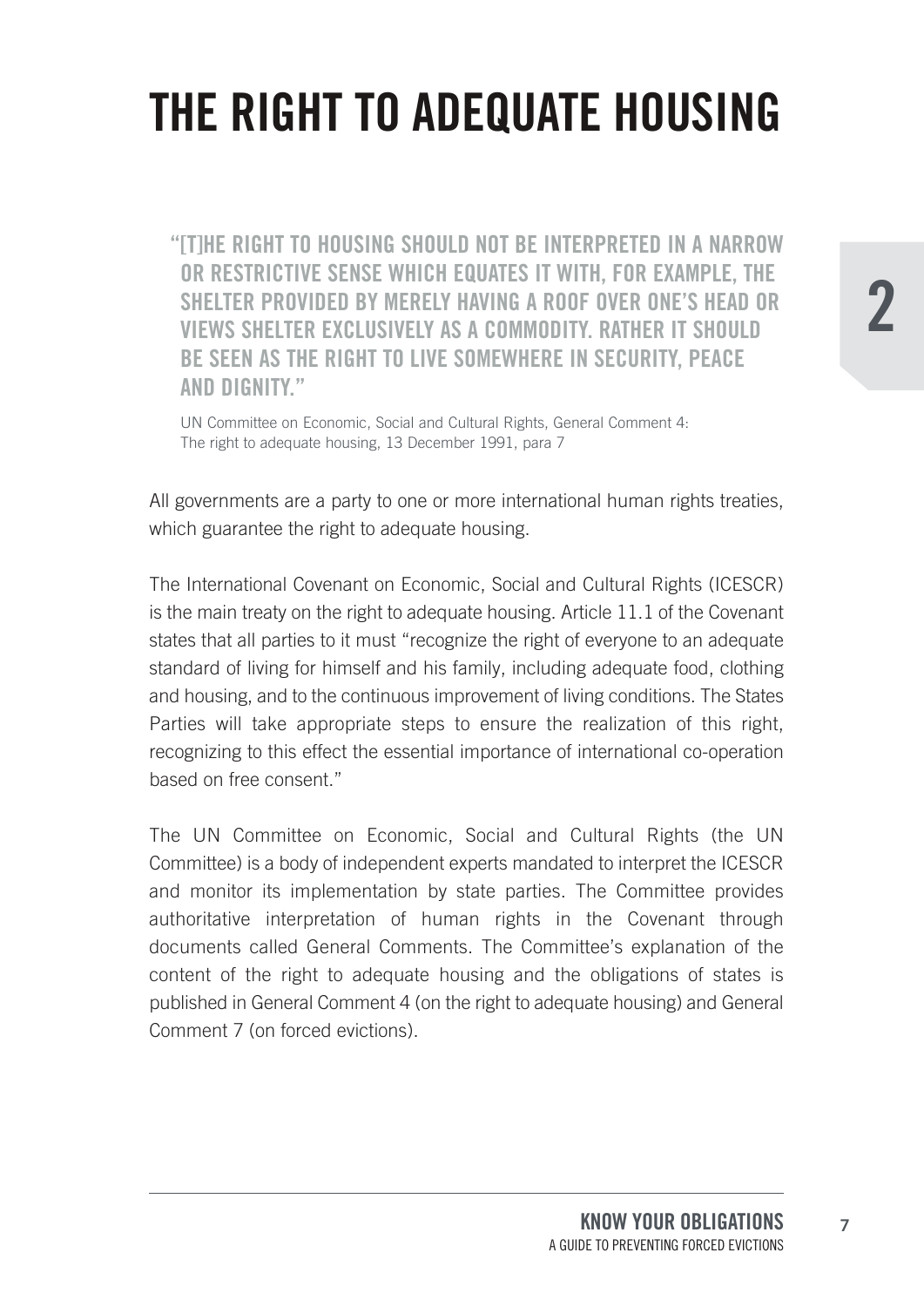# THE RIGHT TO ADEQUATE HOUSING

> **"[T]HE RIGHT TO HOUSING SHOULD NOT BE INTERPRETED IN A NARROW OR RESTRICTIVE SENSE WHICH EQUATES IT WITH, FOR EXAMPLE, THE SHELTER PROVIDED BY MERELY HAVING A ROOF OVER ONE'S HEAD OR VIEWS SHELTER EXCLUSIVELY AS A COMMODITY. RATHER IT SHOULD BE SEEN AS THE RIGHT TO LIVE SOMEWHERE IN SECURITY, PEACE AND DIGNITY."**
>
> UN Committee on Economic, Social and Cultural Rights, General Comment 4: The right to adequate housing, 13 December 1991, para 7

All governments are a party to one or more international human rights treaties, which guarantee the right to adequate housing.

The International Covenant on Economic, Social and Cultural Rights (ICESCR) is the main treaty on the right to adequate housing. Article 11.1 of the Covenant states that all parties to it must "recognize the right of everyone to an adequate standard of living for himself and his family, including adequate food, clothing and housing, and to the continuous improvement of living conditions. The States Parties will take appropriate steps to ensure the realization of this right, recognizing to this effect the essential importance of international co-operation based on free consent."

The UN Committee on Economic, Social and Cultural Rights (the UN Committee) is a body of independent experts mandated to interpret the ICESCR and monitor its implementation by state parties. The Committee provides authoritative interpretation of human rights in the Covenant through documents called General Comments. The Committee's explanation of the content of the right to adequate housing and the obligations of states is published in General Comment 4 (on the right to adequate housing) and General Comment 7 (on forced evictions).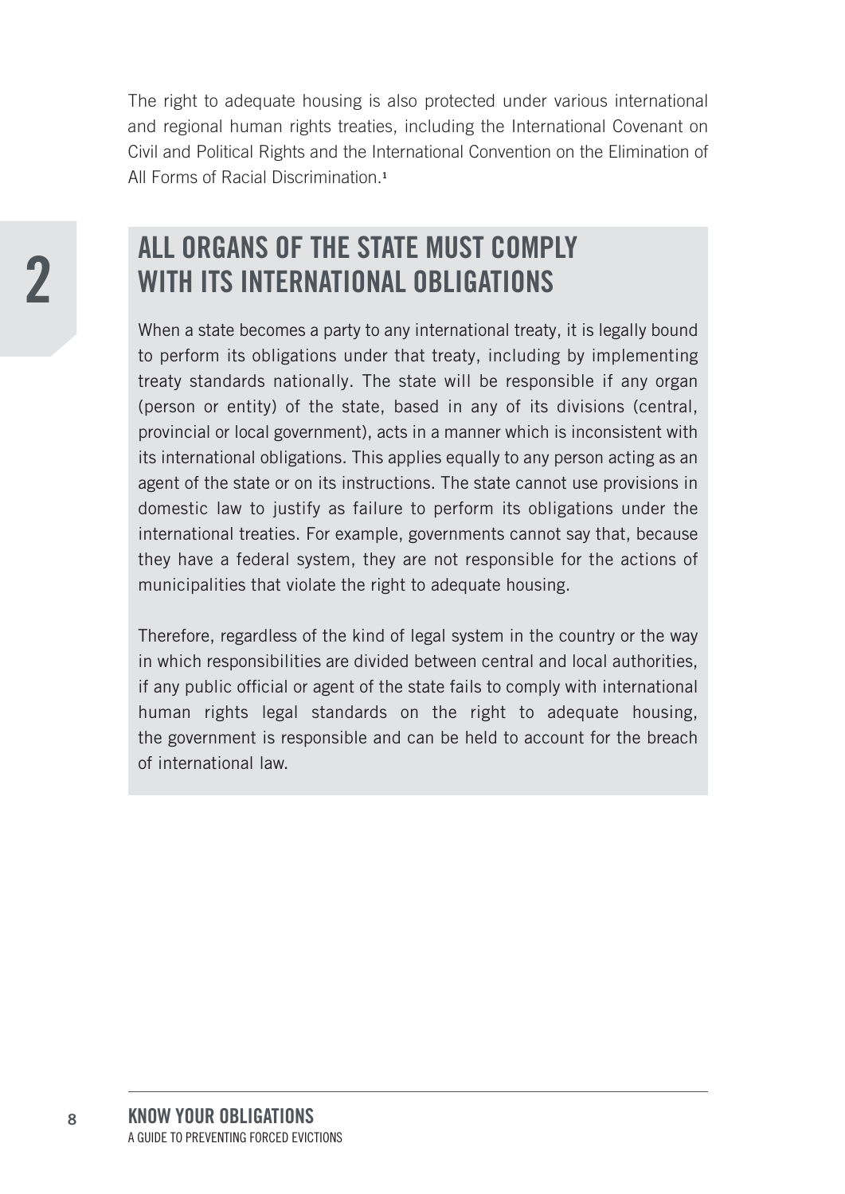The right to adequate housing is also protected under various international and regional human rights treaties, including the International Covenant on Civil and Political Rights and the International Convention on the Elimination of All Forms of Racial Discrimination.[1]

## 2 ALL ORGANS OF THE STATE MUST COMPLY WITH ITS INTERNATIONAL OBLIGATIONS

When a state becomes a party to any international treaty, it is legally bound to perform its obligations under that treaty, including by implementing treaty standards nationally. The state will be responsible if any organ (person or entity) of the state, based in any of its divisions (central, provincial or local government), acts in a manner which is inconsistent with its international obligations. This applies equally to any person acting as an agent of the state or on its instructions. The state cannot use provisions in domestic law to justify as failure to perform its obligations under the international treaties. For example, governments cannot say that, because they have a federal system, they are not responsible for the actions of municipalities that violate the right to adequate housing.

Therefore, regardless of the kind of legal system in the country or the way in which responsibilities are divided between central and local authorities, if any public official or agent of the state fails to comply with international human rights legal standards on the right to adequate housing, the government is responsible and can be held to account for the breach of international law.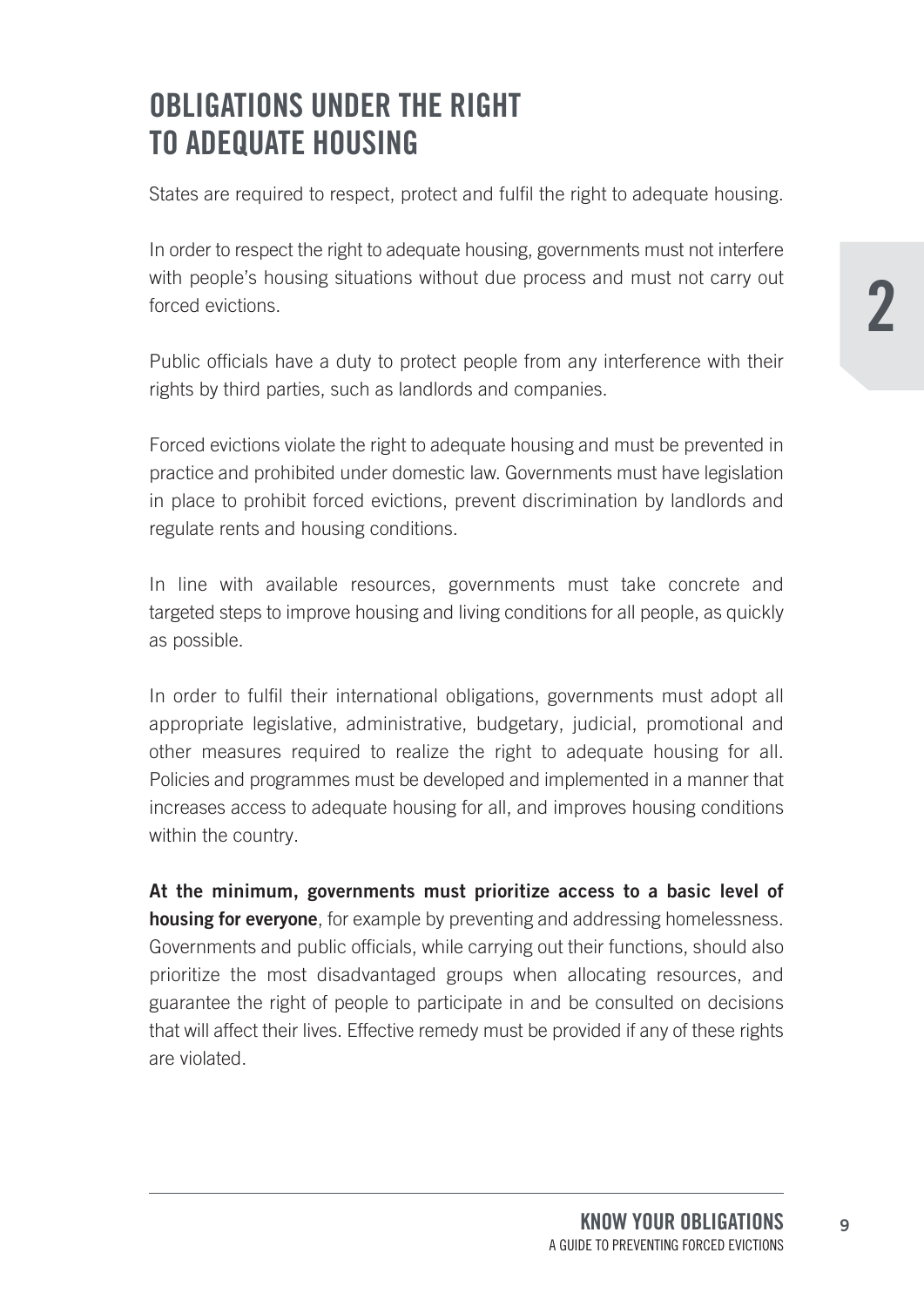# OBLIGATIONS UNDER THE RIGHT TO ADEQUATE HOUSING

States are required to respect, protect and fulfil the right to adequate housing.

In order to respect the right to adequate housing, governments must not interfere with people's housing situations without due process and must not carry out forced evictions.

Public officials have a duty to protect people from any interference with their rights by third parties, such as landlords and companies.

Forced evictions violate the right to adequate housing and must be prevented in practice and prohibited under domestic law. Governments must have legislation in place to prohibit forced evictions, prevent discrimination by landlords and regulate rents and housing conditions.

In line with available resources, governments must take concrete and targeted steps to improve housing and living conditions for all people, as quickly as possible.

In order to fulfil their international obligations, governments must adopt all appropriate legislative, administrative, budgetary, judicial, promotional and other measures required to realize the right to adequate housing for all. Policies and programmes must be developed and implemented in a manner that increases access to adequate housing for all, and improves housing conditions within the country.

**At the minimum, governments must prioritize access to a basic level of housing for everyone**, for example by preventing and addressing homelessness. Governments and public officials, while carrying out their functions, should also prioritize the most disadvantaged groups when allocating resources, and guarantee the right of people to participate in and be consulted on decisions that will affect their lives. Effective remedy must be provided if any of these rights are violated.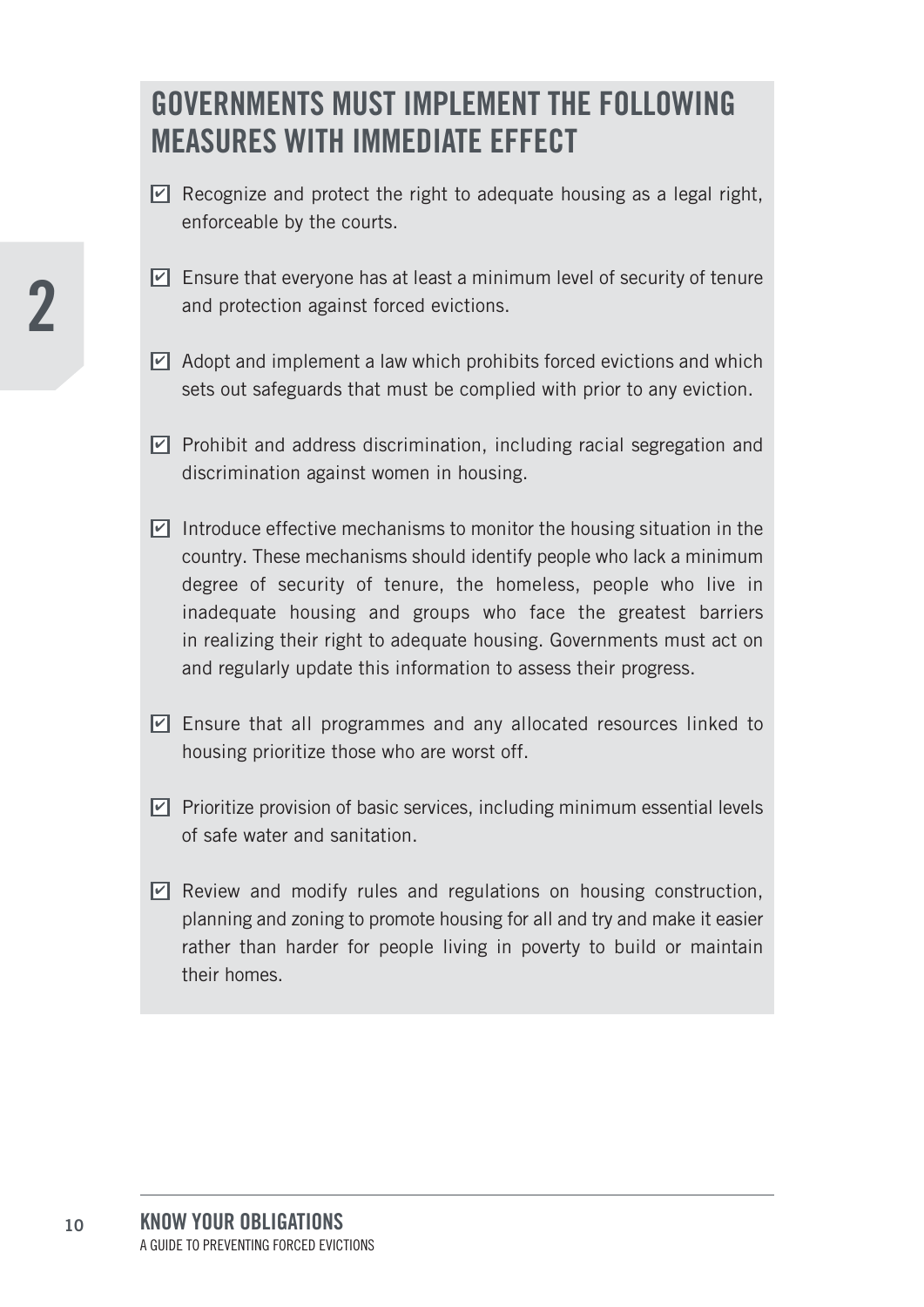## GOVERNMENTS MUST IMPLEMENT THE FOLLOWING MEASURES WITH IMMEDIATE EFFECT

- [x] Recognize and protect the right to adequate housing as a legal right, enforceable by the courts.
- [x] Ensure that everyone has at least a minimum level of security of tenure and protection against forced evictions.
- [x] Adopt and implement a law which prohibits forced evictions and which sets out safeguards that must be complied with prior to any eviction.
- [x] Prohibit and address discrimination, including racial segregation and discrimination against women in housing.
- [x] Introduce effective mechanisms to monitor the housing situation in the country. These mechanisms should identify people who lack a minimum degree of security of tenure, the homeless, people who live in inadequate housing and groups who face the greatest barriers in realizing their right to adequate housing. Governments must act on and regularly update this information to assess their progress.
- [x] Ensure that all programmes and any allocated resources linked to housing prioritize those who are worst off.
- [x] Prioritize provision of basic services, including minimum essential levels of safe water and sanitation.
- [x] Review and modify rules and regulations on housing construction, planning and zoning to promote housing for all and try and make it easier rather than harder for people living in poverty to build or maintain their homes.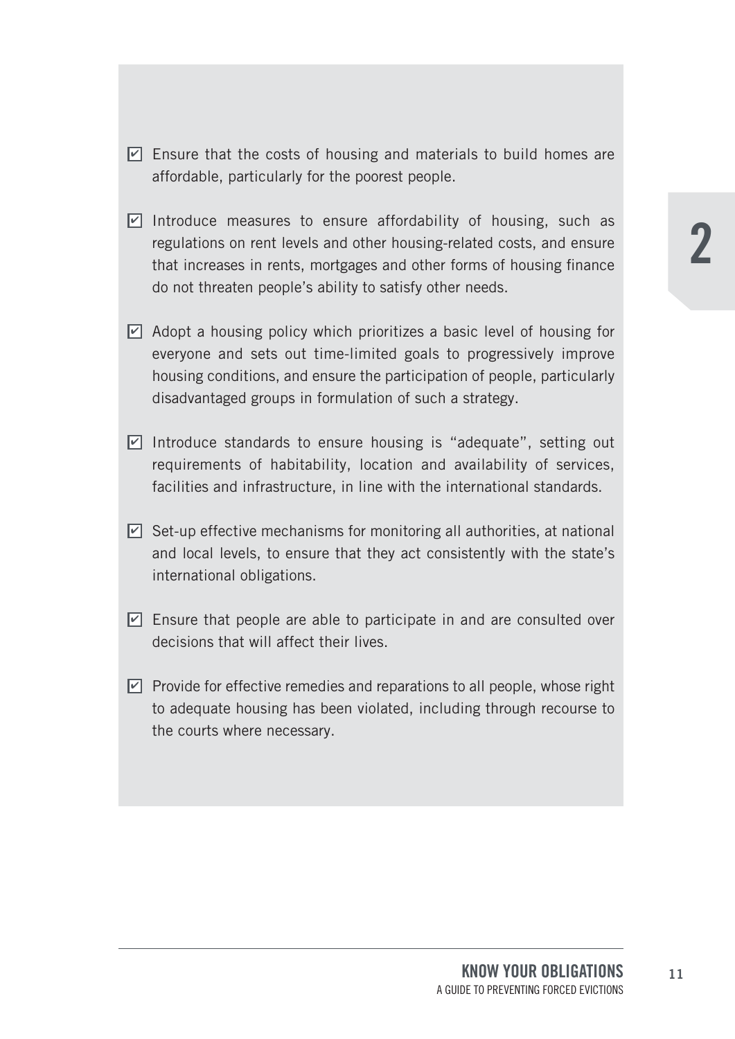- ☑ Ensure that the costs of housing and materials to build homes are affordable, particularly for the poorest people.
- ☑ Introduce measures to ensure affordability of housing, such as regulations on rent levels and other housing-related costs, and ensure that increases in rents, mortgages and other forms of housing finance do not threaten people's ability to satisfy other needs.
- ☑ Adopt a housing policy which prioritizes a basic level of housing for everyone and sets out time-limited goals to progressively improve housing conditions, and ensure the participation of people, particularly disadvantaged groups in formulation of such a strategy.
- ☑ Introduce standards to ensure housing is "adequate", setting out requirements of habitability, location and availability of services, facilities and infrastructure, in line with the international standards.
- ☑ Set-up effective mechanisms for monitoring all authorities, at national and local levels, to ensure that they act consistently with the state's international obligations.
- ☑ Ensure that people are able to participate in and are consulted over decisions that will affect their lives.
- ☑ Provide for effective remedies and reparations to all people, whose right to adequate housing has been violated, including through recourse to the courts where necessary.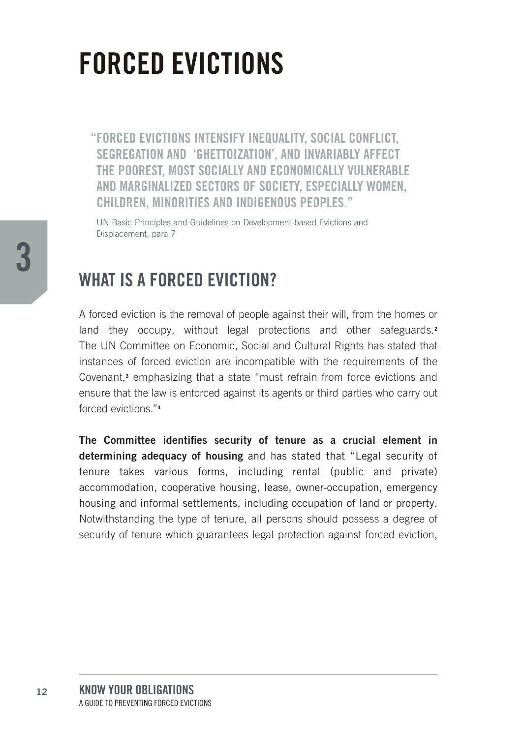# FORCED EVICTIONS

> "FORCED EVICTIONS INTENSIFY INEQUALITY, SOCIAL CONFLICT, SEGREGATION AND 'GHETTOIZATION', AND INVARIABLY AFFECT THE POOREST, MOST SOCIALLY AND ECONOMICALLY VULNERABLE AND MARGINALIZED SECTORS OF SOCIETY, ESPECIALLY WOMEN, CHILDREN, MINORITIES AND INDIGENOUS PEOPLES."
>
> UN Basic Principles and Guidelines on Development-based Evictions and Displacement, para 7

## WHAT IS A FORCED EVICTION?

A forced eviction is the removal of people against their will, from the homes or land they occupy, without legal protections and other safeguards.[2] The UN Committee on Economic, Social and Cultural Rights has stated that instances of forced eviction are incompatible with the requirements of the Covenant,[3] emphasizing that a state "must refrain from force evictions and ensure that the law is enforced against its agents or third parties who carry out forced evictions."[4]

**The Committee identifies security of tenure as a crucial element in determining adequacy of housing** and has stated that "Legal security of tenure takes various forms, including rental (public and private) accommodation, cooperative housing, lease, owner-occupation, emergency housing and informal settlements, including occupation of land or property. Notwithstanding the type of tenure, all persons should possess a degree of security of tenure which guarantees legal protection against forced eviction,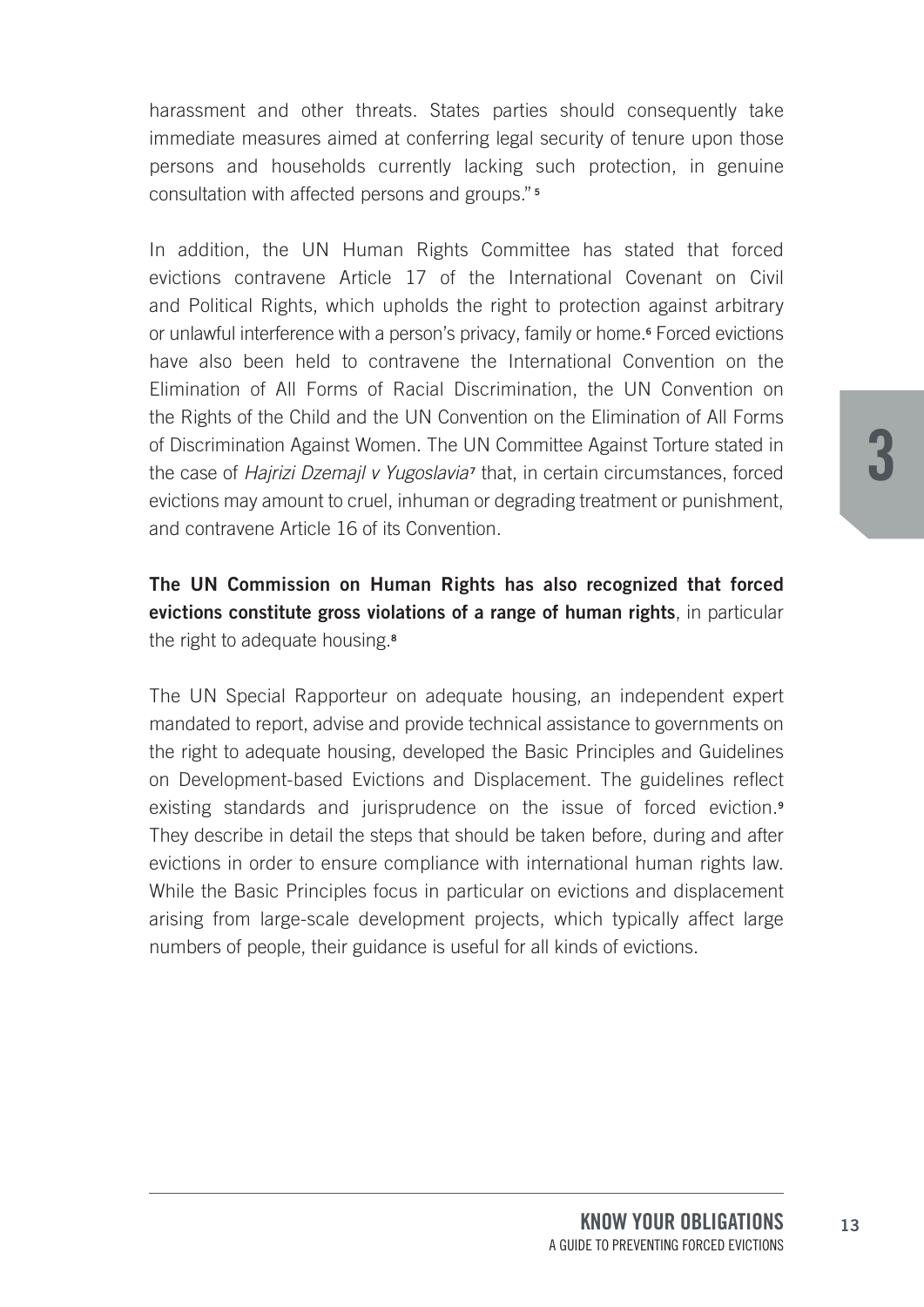harassment and other threats. States parties should consequently take immediate measures aimed at conferring legal security of tenure upon those persons and households currently lacking such protection, in genuine consultation with affected persons and groups."[5]

In addition, the UN Human Rights Committee has stated that forced evictions contravene Article 17 of the International Covenant on Civil and Political Rights, which upholds the right to protection against arbitrary or unlawful interference with a person's privacy, family or home.[6] Forced evictions have also been held to contravene the International Convention on the Elimination of All Forms of Racial Discrimination, the UN Convention on the Rights of the Child and the UN Convention on the Elimination of All Forms of Discrimination Against Women. The UN Committee Against Torture stated in the case of *Hajrizi Dzemajl v Yugoslavia*[7] that, in certain circumstances, forced evictions may amount to cruel, inhuman or degrading treatment or punishment, and contravene Article 16 of its Convention.

**The UN Commission on Human Rights has also recognized that forced evictions constitute gross violations of a range of human rights**, in particular the right to adequate housing.[8]

The UN Special Rapporteur on adequate housing, an independent expert mandated to report, advise and provide technical assistance to governments on the right to adequate housing, developed the Basic Principles and Guidelines on Development-based Evictions and Displacement. The guidelines reflect existing standards and jurisprudence on the issue of forced eviction.[9] They describe in detail the steps that should be taken before, during and after evictions in order to ensure compliance with international human rights law. While the Basic Principles focus in particular on evictions and displacement arising from large-scale development projects, which typically affect large numbers of people, their guidance is useful for all kinds of evictions.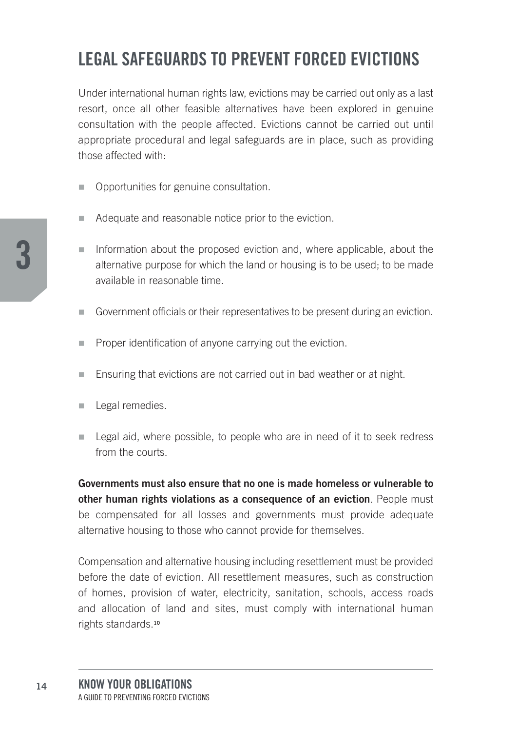# LEGAL SAFEGUARDS TO PREVENT FORCED EVICTIONS

Under international human rights law, evictions may be carried out only as a last resort, once all other feasible alternatives have been explored in genuine consultation with the people affected. Evictions cannot be carried out until appropriate procedural and legal safeguards are in place, such as providing those affected with:

- Opportunities for genuine consultation.
- Adequate and reasonable notice prior to the eviction.
- Information about the proposed eviction and, where applicable, about the alternative purpose for which the land or housing is to be used; to be made available in reasonable time.
- Government officials or their representatives to be present during an eviction.
- Proper identification of anyone carrying out the eviction.
- Ensuring that evictions are not carried out in bad weather or at night.
- Legal remedies.
- Legal aid, where possible, to people who are in need of it to seek redress from the courts.

**Governments must also ensure that no one is made homeless or vulnerable to other human rights violations as a consequence of an eviction**. People must be compensated for all losses and governments must provide adequate alternative housing to those who cannot provide for themselves.

Compensation and alternative housing including resettlement must be provided before the date of eviction. All resettlement measures, such as construction of homes, provision of water, electricity, sanitation, schools, access roads and allocation of land and sites, must comply with international human rights standards.[10]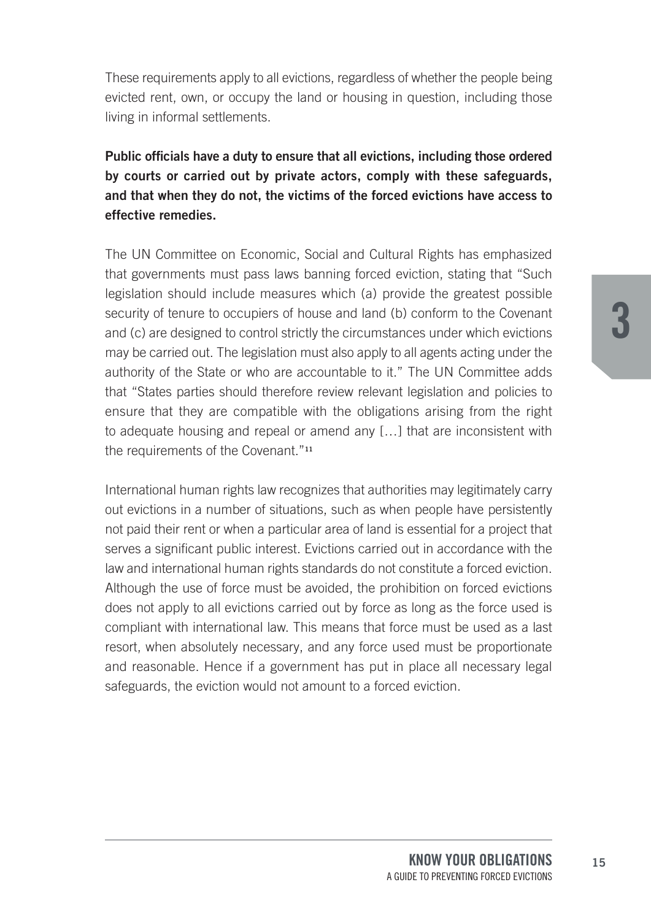These requirements apply to all evictions, regardless of whether the people being evicted rent, own, or occupy the land or housing in question, including those living in informal settlements.

**Public officials have a duty to ensure that all evictions, including those ordered by courts or carried out by private actors, comply with these safeguards, and that when they do not, the victims of the forced evictions have access to effective remedies.**

The UN Committee on Economic, Social and Cultural Rights has emphasized that governments must pass laws banning forced eviction, stating that "Such legislation should include measures which (a) provide the greatest possible security of tenure to occupiers of house and land (b) conform to the Covenant and (c) are designed to control strictly the circumstances under which evictions may be carried out. The legislation must also apply to all agents acting under the authority of the State or who are accountable to it." The UN Committee adds that "States parties should therefore review relevant legislation and policies to ensure that they are compatible with the obligations arising from the right to adequate housing and repeal or amend any […] that are inconsistent with the requirements of the Covenant."[11]

International human rights law recognizes that authorities may legitimately carry out evictions in a number of situations, such as when people have persistently not paid their rent or when a particular area of land is essential for a project that serves a significant public interest. Evictions carried out in accordance with the law and international human rights standards do not constitute a forced eviction. Although the use of force must be avoided, the prohibition on forced evictions does not apply to all evictions carried out by force as long as the force used is compliant with international law. This means that force must be used as a last resort, when absolutely necessary, and any force used must be proportionate and reasonable. Hence if a government has put in place all necessary legal safeguards, the eviction would not amount to a forced eviction.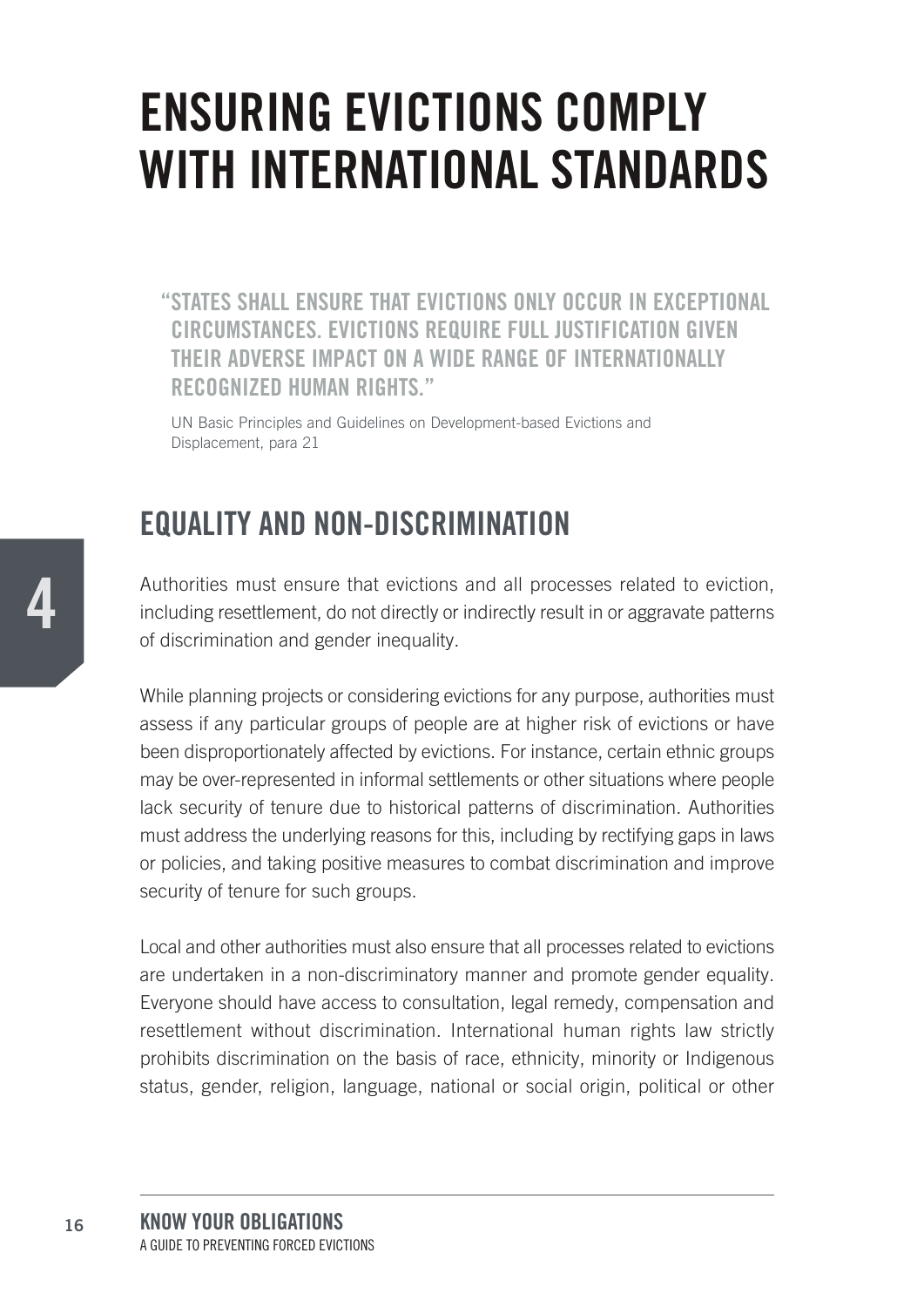# ENSURING EVICTIONS COMPLY WITH INTERNATIONAL STANDARDS

> "STATES SHALL ENSURE THAT EVICTIONS ONLY OCCUR IN EXCEPTIONAL CIRCUMSTANCES. EVICTIONS REQUIRE FULL JUSTIFICATION GIVEN THEIR ADVERSE IMPACT ON A WIDE RANGE OF INTERNATIONALLY RECOGNIZED HUMAN RIGHTS."
>
> UN Basic Principles and Guidelines on Development-based Evictions and Displacement, para 21

## EQUALITY AND NON-DISCRIMINATION

Authorities must ensure that evictions and all processes related to eviction, including resettlement, do not directly or indirectly result in or aggravate patterns of discrimination and gender inequality.

While planning projects or considering evictions for any purpose, authorities must assess if any particular groups of people are at higher risk of evictions or have been disproportionately affected by evictions. For instance, certain ethnic groups may be over-represented in informal settlements or other situations where people lack security of tenure due to historical patterns of discrimination. Authorities must address the underlying reasons for this, including by rectifying gaps in laws or policies, and taking positive measures to combat discrimination and improve security of tenure for such groups.

Local and other authorities must also ensure that all processes related to evictions are undertaken in a non-discriminatory manner and promote gender equality. Everyone should have access to consultation, legal remedy, compensation and resettlement without discrimination. International human rights law strictly prohibits discrimination on the basis of race, ethnicity, minority or Indigenous status, gender, religion, language, national or social origin, political or other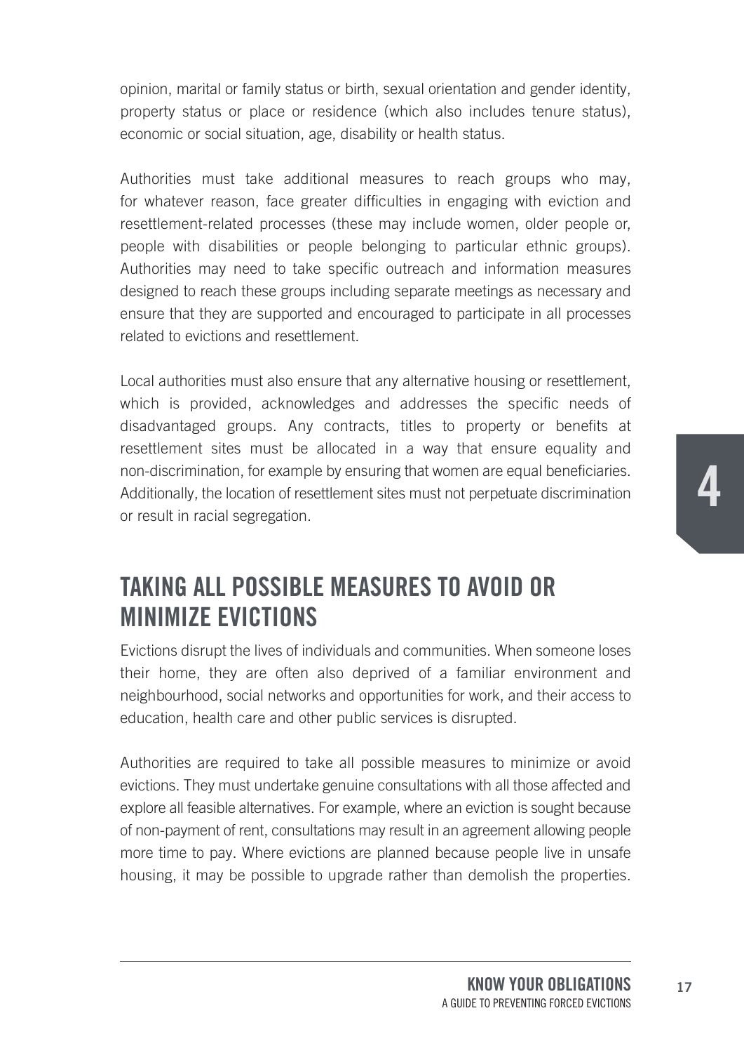opinion, marital or family status or birth, sexual orientation and gender identity, property status or place or residence (which also includes tenure status), economic or social situation, age, disability or health status.

Authorities must take additional measures to reach groups who may, for whatever reason, face greater difficulties in engaging with eviction and resettlement-related processes (these may include women, older people or, people with disabilities or people belonging to particular ethnic groups). Authorities may need to take specific outreach and information measures designed to reach these groups including separate meetings as necessary and ensure that they are supported and encouraged to participate in all processes related to evictions and resettlement.

Local authorities must also ensure that any alternative housing or resettlement, which is provided, acknowledges and addresses the specific needs of disadvantaged groups. Any contracts, titles to property or benefits at resettlement sites must be allocated in a way that ensure equality and non-discrimination, for example by ensuring that women are equal beneficiaries. Additionally, the location of resettlement sites must not perpetuate discrimination or result in racial segregation.

## TAKING ALL POSSIBLE MEASURES TO AVOID OR MINIMIZE EVICTIONS

Evictions disrupt the lives of individuals and communities. When someone loses their home, they are often also deprived of a familiar environment and neighbourhood, social networks and opportunities for work, and their access to education, health care and other public services is disrupted.

Authorities are required to take all possible measures to minimize or avoid evictions. They must undertake genuine consultations with all those affected and explore all feasible alternatives. For example, where an eviction is sought because of non-payment of rent, consultations may result in an agreement allowing people more time to pay. Where evictions are planned because people live in unsafe housing, it may be possible to upgrade rather than demolish the properties.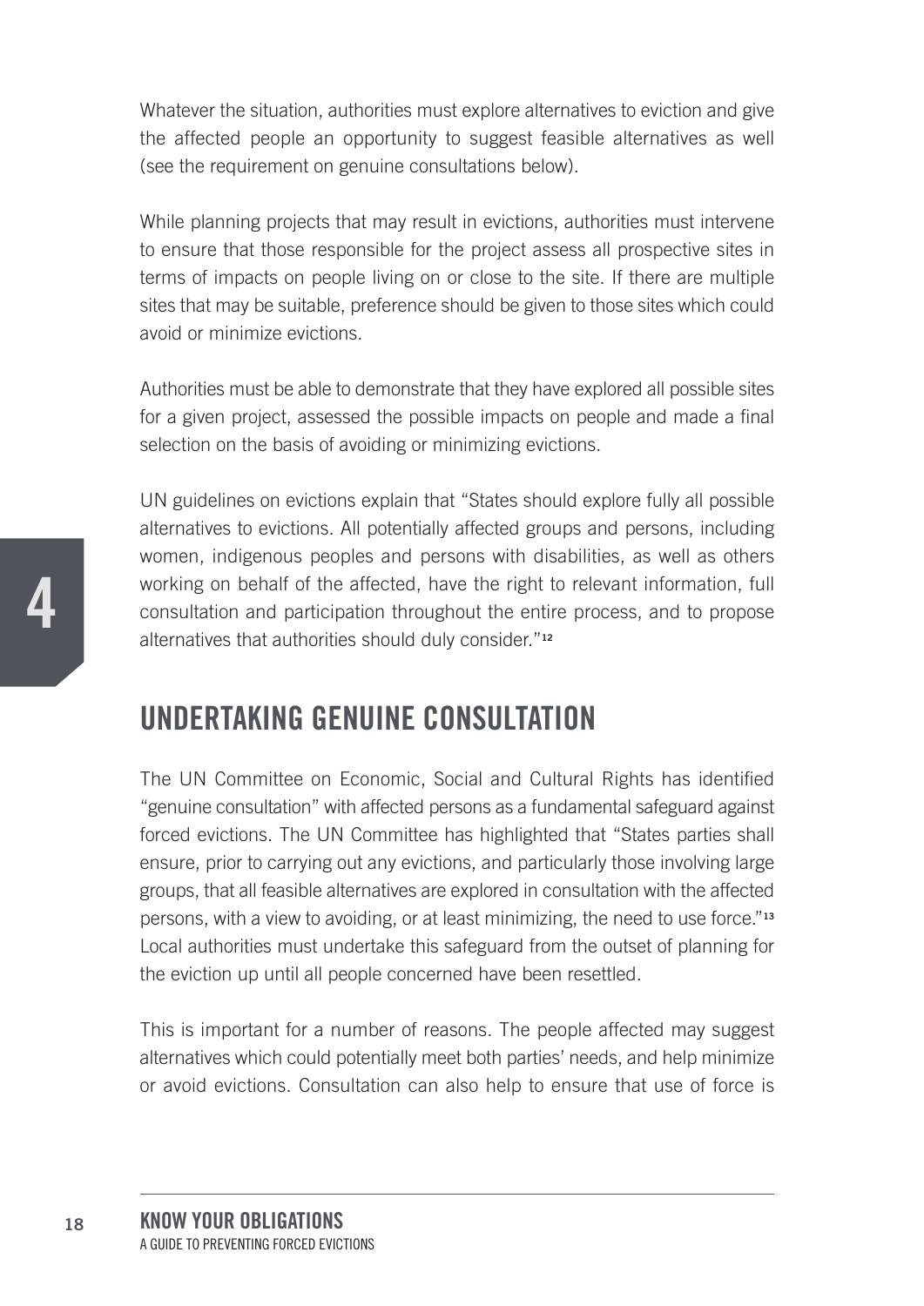Whatever the situation, authorities must explore alternatives to eviction and give the affected people an opportunity to suggest feasible alternatives as well (see the requirement on genuine consultations below).

While planning projects that may result in evictions, authorities must intervene to ensure that those responsible for the project assess all prospective sites in terms of impacts on people living on or close to the site. If there are multiple sites that may be suitable, preference should be given to those sites which could avoid or minimize evictions.

Authorities must be able to demonstrate that they have explored all possible sites for a given project, assessed the possible impacts on people and made a final selection on the basis of avoiding or minimizing evictions.

UN guidelines on evictions explain that "States should explore fully all possible alternatives to evictions. All potentially affected groups and persons, including women, indigenous peoples and persons with disabilities, as well as others working on behalf of the affected, have the right to relevant information, full consultation and participation throughout the entire process, and to propose alternatives that authorities should duly consider."[12]

## UNDERTAKING GENUINE CONSULTATION

The UN Committee on Economic, Social and Cultural Rights has identified "genuine consultation" with affected persons as a fundamental safeguard against forced evictions. The UN Committee has highlighted that "States parties shall ensure, prior to carrying out any evictions, and particularly those involving large groups, that all feasible alternatives are explored in consultation with the affected persons, with a view to avoiding, or at least minimizing, the need to use force."[13] Local authorities must undertake this safeguard from the outset of planning for the eviction up until all people concerned have been resettled.

This is important for a number of reasons. The people affected may suggest alternatives which could potentially meet both parties' needs, and help minimize or avoid evictions. Consultation can also help to ensure that use of force is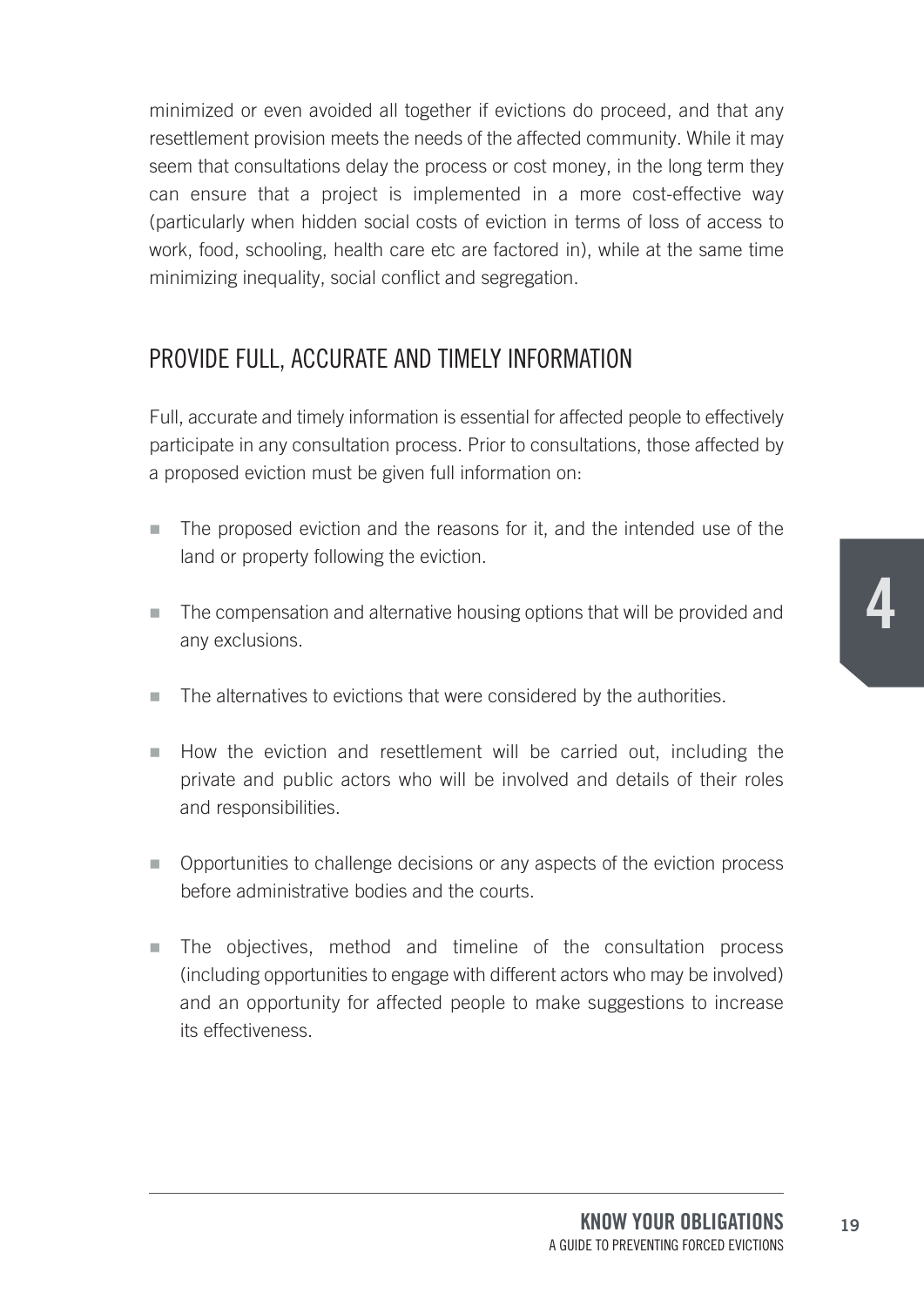minimized or even avoided all together if evictions do proceed, and that any resettlement provision meets the needs of the affected community. While it may seem that consultations delay the process or cost money, in the long term they can ensure that a project is implemented in a more cost-effective way (particularly when hidden social costs of eviction in terms of loss of access to work, food, schooling, health care etc are factored in), while at the same time minimizing inequality, social conflict and segregation.

## PROVIDE FULL, ACCURATE AND TIMELY INFORMATION

Full, accurate and timely information is essential for affected people to effectively participate in any consultation process. Prior to consultations, those affected by a proposed eviction must be given full information on:

- The proposed eviction and the reasons for it, and the intended use of the land or property following the eviction.
- The compensation and alternative housing options that will be provided and any exclusions.
- The alternatives to evictions that were considered by the authorities.
- How the eviction and resettlement will be carried out, including the private and public actors who will be involved and details of their roles and responsibilities.
- Opportunities to challenge decisions or any aspects of the eviction process before administrative bodies and the courts.
- The objectives, method and timeline of the consultation process (including opportunities to engage with different actors who may be involved) and an opportunity for affected people to make suggestions to increase its effectiveness.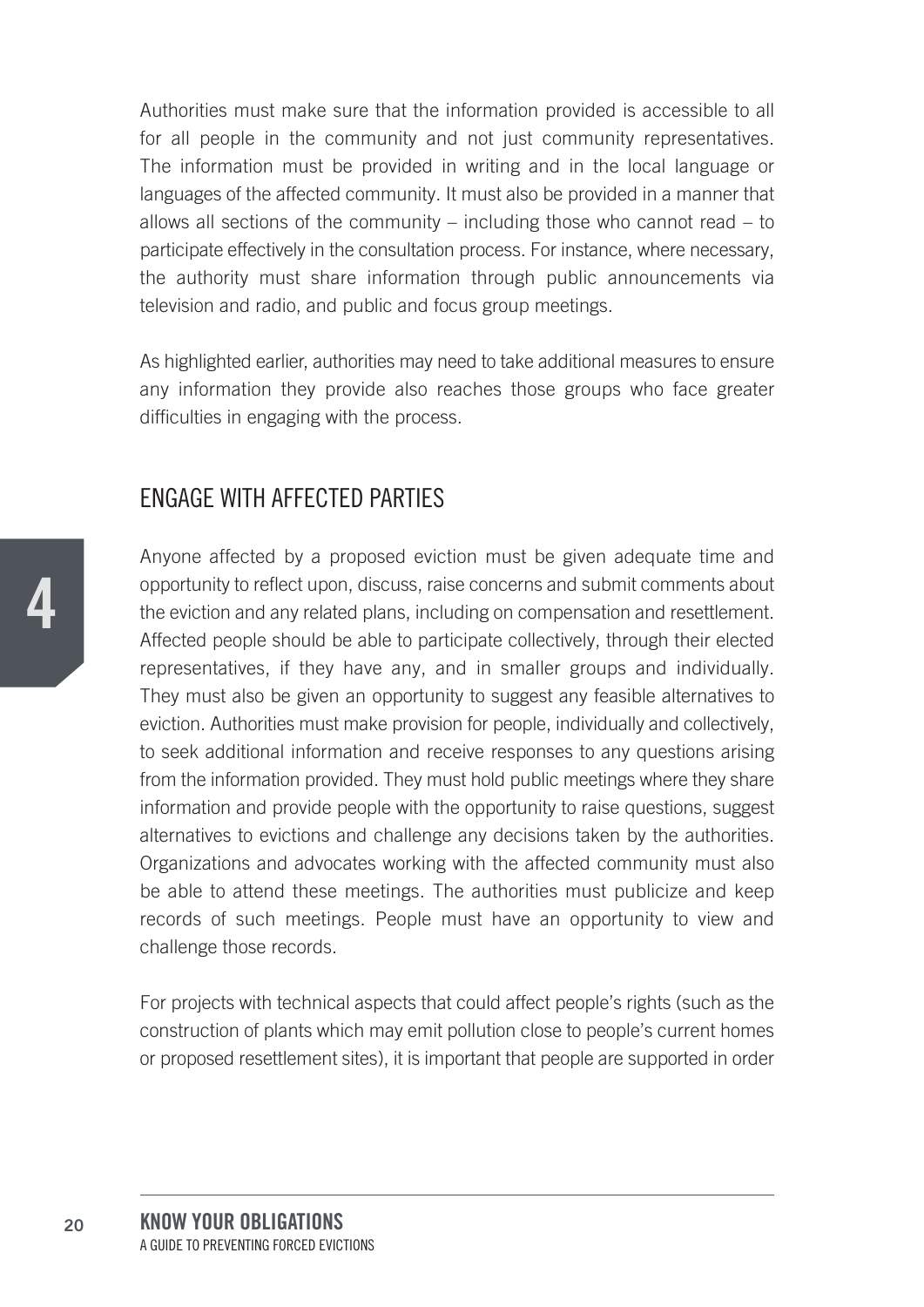Authorities must make sure that the information provided is accessible to all for all people in the community and not just community representatives. The information must be provided in writing and in the local language or languages of the affected community. It must also be provided in a manner that allows all sections of the community – including those who cannot read – to participate effectively in the consultation process. For instance, where necessary, the authority must share information through public announcements via television and radio, and public and focus group meetings.

As highlighted earlier, authorities may need to take additional measures to ensure any information they provide also reaches those groups who face greater difficulties in engaging with the process.

## ENGAGE WITH AFFECTED PARTIES

Anyone affected by a proposed eviction must be given adequate time and opportunity to reflect upon, discuss, raise concerns and submit comments about the eviction and any related plans, including on compensation and resettlement. Affected people should be able to participate collectively, through their elected representatives, if they have any, and in smaller groups and individually. They must also be given an opportunity to suggest any feasible alternatives to eviction. Authorities must make provision for people, individually and collectively, to seek additional information and receive responses to any questions arising from the information provided. They must hold public meetings where they share information and provide people with the opportunity to raise questions, suggest alternatives to evictions and challenge any decisions taken by the authorities. Organizations and advocates working with the affected community must also be able to attend these meetings. The authorities must publicize and keep records of such meetings. People must have an opportunity to view and challenge those records.

For projects with technical aspects that could affect people's rights (such as the construction of plants which may emit pollution close to people's current homes or proposed resettlement sites), it is important that people are supported in order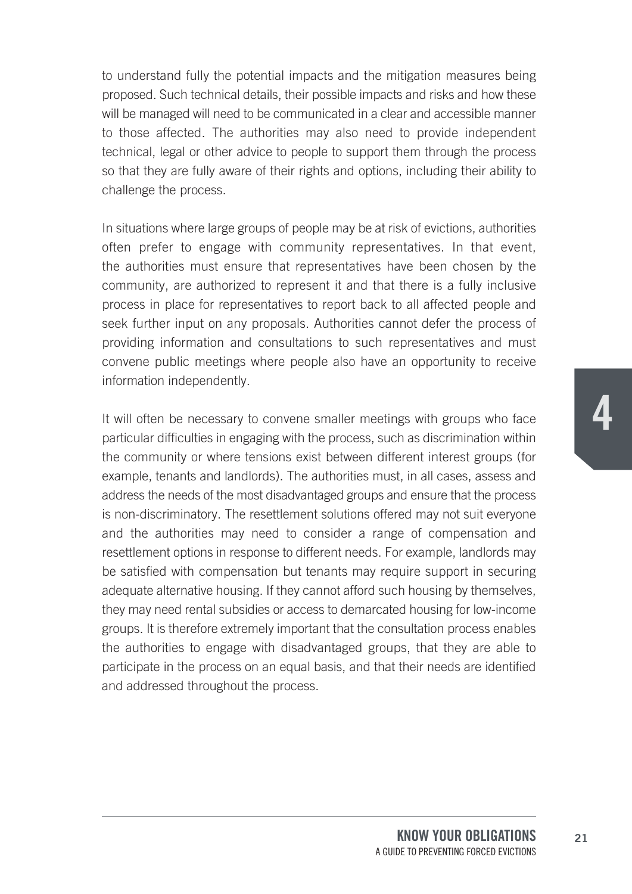to understand fully the potential impacts and the mitigation measures being proposed. Such technical details, their possible impacts and risks and how these will be managed will need to be communicated in a clear and accessible manner to those affected. The authorities may also need to provide independent technical, legal or other advice to people to support them through the process so that they are fully aware of their rights and options, including their ability to challenge the process.

In situations where large groups of people may be at risk of evictions, authorities often prefer to engage with community representatives. In that event, the authorities must ensure that representatives have been chosen by the community, are authorized to represent it and that there is a fully inclusive process in place for representatives to report back to all affected people and seek further input on any proposals. Authorities cannot defer the process of providing information and consultations to such representatives and must convene public meetings where people also have an opportunity to receive information independently.

It will often be necessary to convene smaller meetings with groups who face particular difficulties in engaging with the process, such as discrimination within the community or where tensions exist between different interest groups (for example, tenants and landlords). The authorities must, in all cases, assess and address the needs of the most disadvantaged groups and ensure that the process is non-discriminatory. The resettlement solutions offered may not suit everyone and the authorities may need to consider a range of compensation and resettlement options in response to different needs. For example, landlords may be satisfied with compensation but tenants may require support in securing adequate alternative housing. If they cannot afford such housing by themselves, they may need rental subsidies or access to demarcated housing for low-income groups. It is therefore extremely important that the consultation process enables the authorities to engage with disadvantaged groups, that they are able to participate in the process on an equal basis, and that their needs are identified and addressed throughout the process.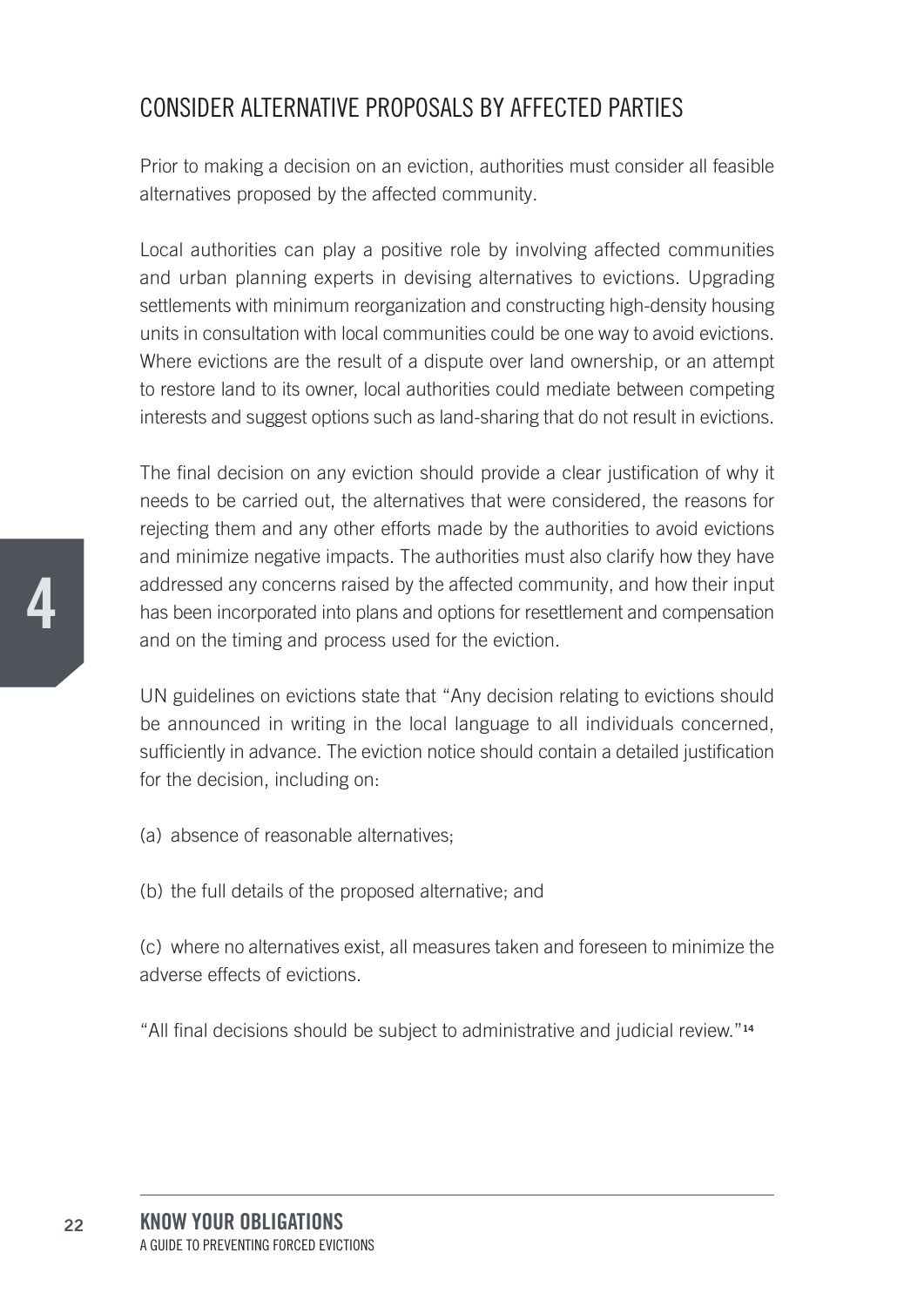## CONSIDER ALTERNATIVE PROPOSALS BY AFFECTED PARTIES

Prior to making a decision on an eviction, authorities must consider all feasible alternatives proposed by the affected community.

Local authorities can play a positive role by involving affected communities and urban planning experts in devising alternatives to evictions. Upgrading settlements with minimum reorganization and constructing high-density housing units in consultation with local communities could be one way to avoid evictions. Where evictions are the result of a dispute over land ownership, or an attempt to restore land to its owner, local authorities could mediate between competing interests and suggest options such as land-sharing that do not result in evictions.

The final decision on any eviction should provide a clear justification of why it needs to be carried out, the alternatives that were considered, the reasons for rejecting them and any other efforts made by the authorities to avoid evictions and minimize negative impacts. The authorities must also clarify how they have addressed any concerns raised by the affected community, and how their input has been incorporated into plans and options for resettlement and compensation and on the timing and process used for the eviction.

UN guidelines on evictions state that "Any decision relating to evictions should be announced in writing in the local language to all individuals concerned, sufficiently in advance. The eviction notice should contain a detailed justification for the decision, including on:

(a) absence of reasonable alternatives;

(b) the full details of the proposed alternative; and

(c) where no alternatives exist, all measures taken and foreseen to minimize the adverse effects of evictions.

"All final decisions should be subject to administrative and judicial review."[14]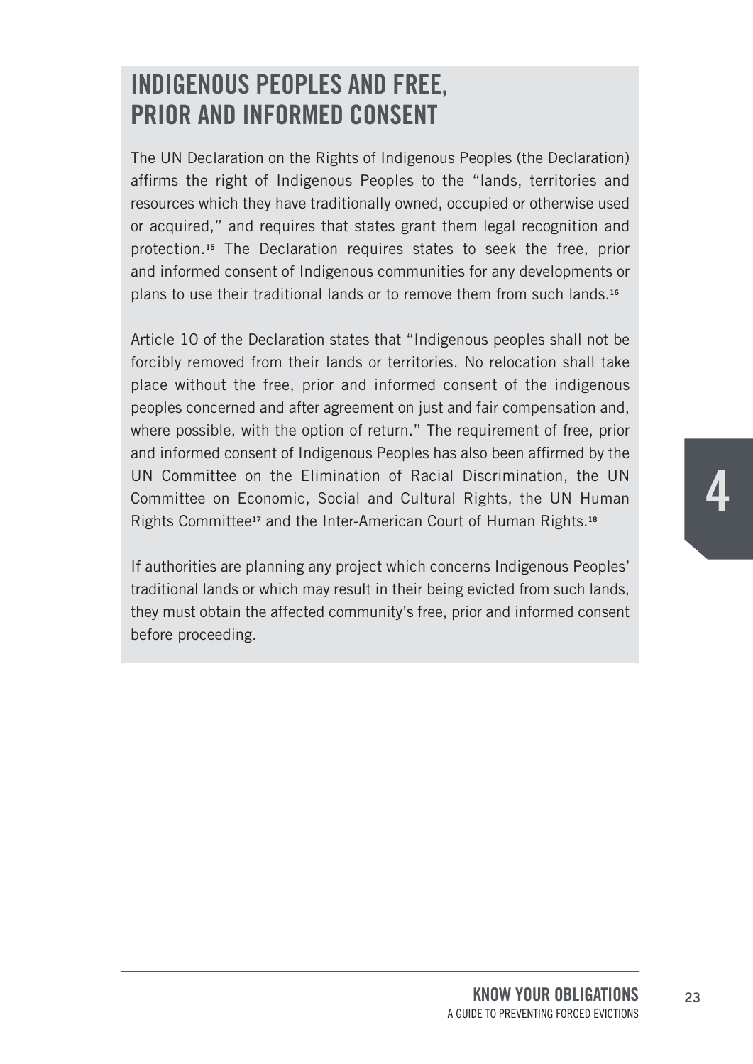## INDIGENOUS PEOPLES AND FREE, PRIOR AND INFORMED CONSENT

The UN Declaration on the Rights of Indigenous Peoples (the Declaration) affirms the right of Indigenous Peoples to the "lands, territories and resources which they have traditionally owned, occupied or otherwise used or acquired," and requires that states grant them legal recognition and protection.[15] The Declaration requires states to seek the free, prior and informed consent of Indigenous communities for any developments or plans to use their traditional lands or to remove them from such lands.[16]

Article 10 of the Declaration states that "Indigenous peoples shall not be forcibly removed from their lands or territories. No relocation shall take place without the free, prior and informed consent of the indigenous peoples concerned and after agreement on just and fair compensation and, where possible, with the option of return." The requirement of free, prior and informed consent of Indigenous Peoples has also been affirmed by the UN Committee on the Elimination of Racial Discrimination, the UN Committee on Economic, Social and Cultural Rights, the UN Human Rights Committee[17] and the Inter-American Court of Human Rights.[18]

If authorities are planning any project which concerns Indigenous Peoples' traditional lands or which may result in their being evicted from such lands, they must obtain the affected community's free, prior and informed consent before proceeding.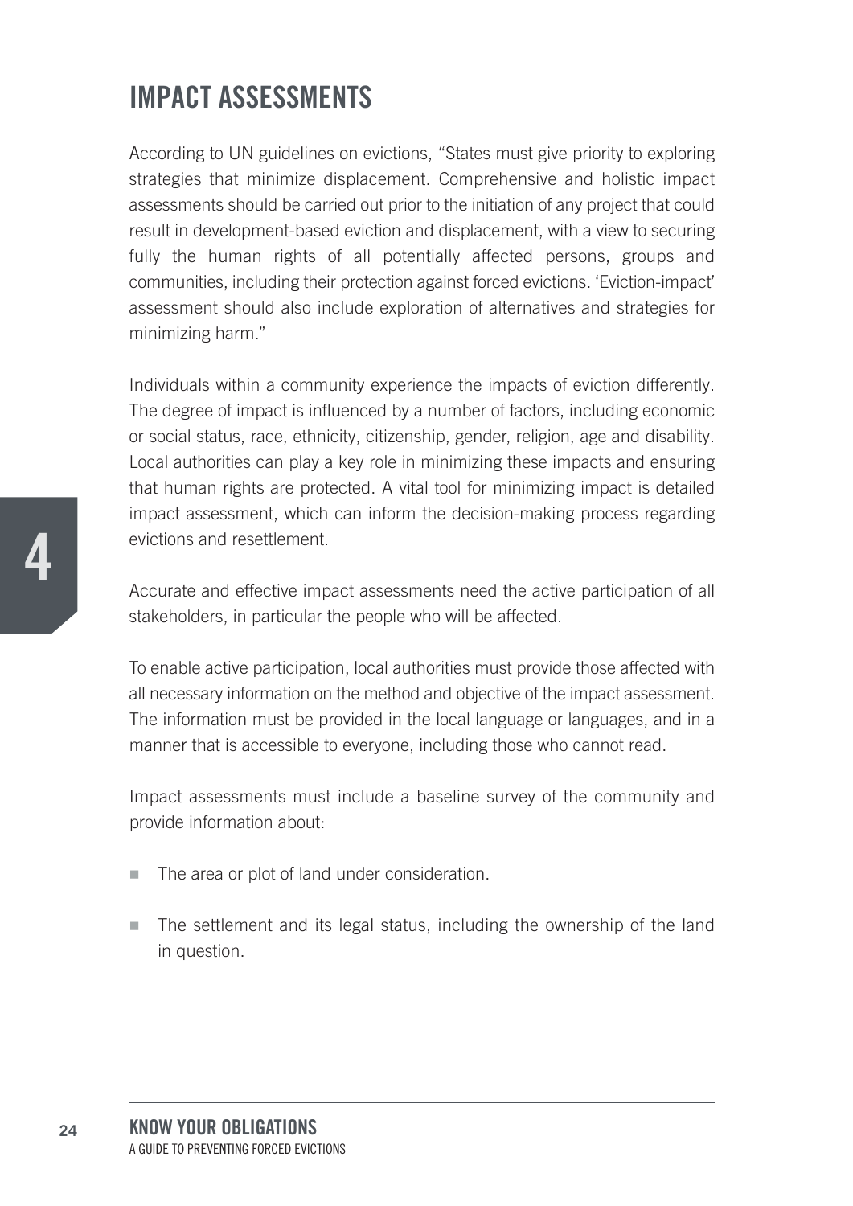# IMPACT ASSESSMENTS

According to UN guidelines on evictions, "States must give priority to exploring strategies that minimize displacement. Comprehensive and holistic impact assessments should be carried out prior to the initiation of any project that could result in development-based eviction and displacement, with a view to securing fully the human rights of all potentially affected persons, groups and communities, including their protection against forced evictions. 'Eviction-impact' assessment should also include exploration of alternatives and strategies for minimizing harm."

Individuals within a community experience the impacts of eviction differently. The degree of impact is influenced by a number of factors, including economic or social status, race, ethnicity, citizenship, gender, religion, age and disability. Local authorities can play a key role in minimizing these impacts and ensuring that human rights are protected. A vital tool for minimizing impact is detailed impact assessment, which can inform the decision-making process regarding evictions and resettlement.

Accurate and effective impact assessments need the active participation of all stakeholders, in particular the people who will be affected.

To enable active participation, local authorities must provide those affected with all necessary information on the method and objective of the impact assessment. The information must be provided in the local language or languages, and in a manner that is accessible to everyone, including those who cannot read.

Impact assessments must include a baseline survey of the community and provide information about:

- The area or plot of land under consideration.
- The settlement and its legal status, including the ownership of the land in question.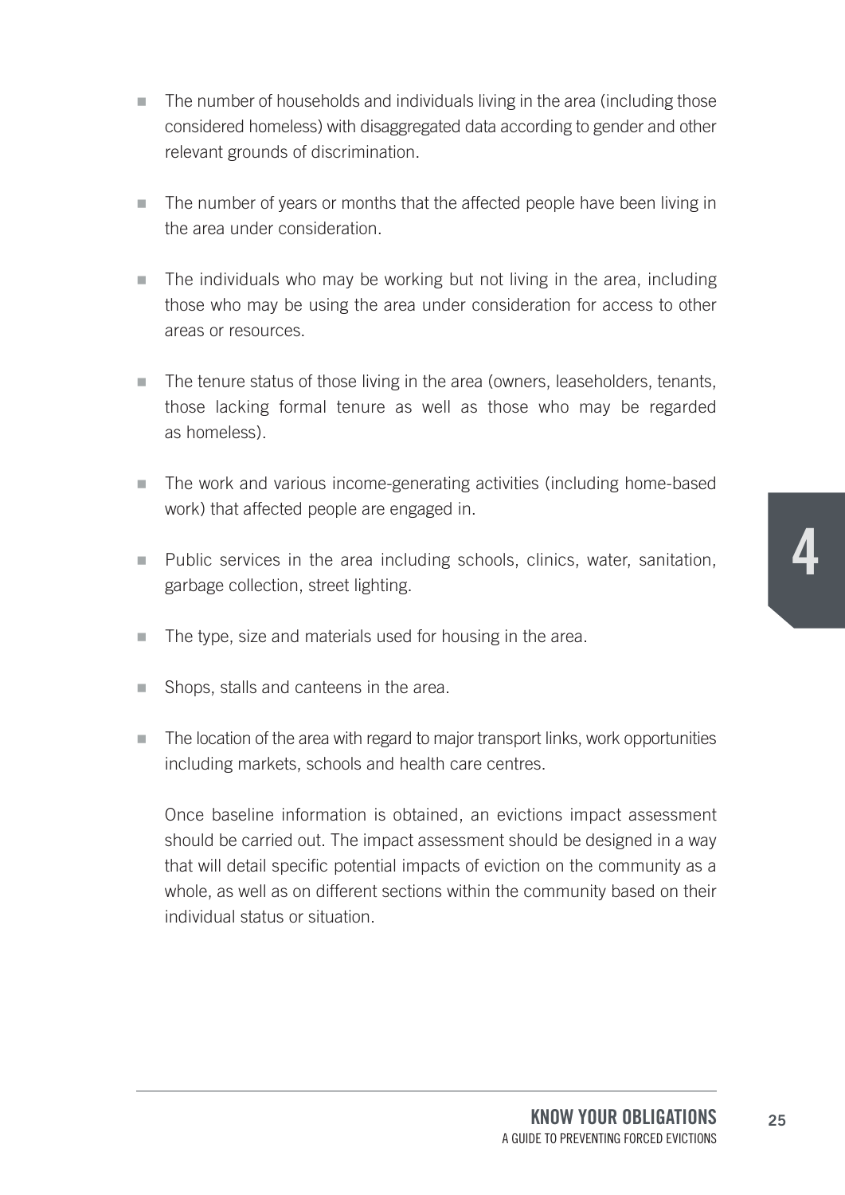- The number of households and individuals living in the area (including those considered homeless) with disaggregated data according to gender and other relevant grounds of discrimination.

- The number of years or months that the affected people have been living in the area under consideration.

- The individuals who may be working but not living in the area, including those who may be using the area under consideration for access to other areas or resources.

- The tenure status of those living in the area (owners, leaseholders, tenants, those lacking formal tenure as well as those who may be regarded as homeless).

- The work and various income-generating activities (including home-based work) that affected people are engaged in.

- Public services in the area including schools, clinics, water, sanitation, garbage collection, street lighting.

- The type, size and materials used for housing in the area.

- Shops, stalls and canteens in the area.

- The location of the area with regard to major transport links, work opportunities including markets, schools and health care centres.

  Once baseline information is obtained, an evictions impact assessment should be carried out. The impact assessment should be designed in a way that will detail specific potential impacts of eviction on the community as a whole, as well as on different sections within the community based on their individual status or situation.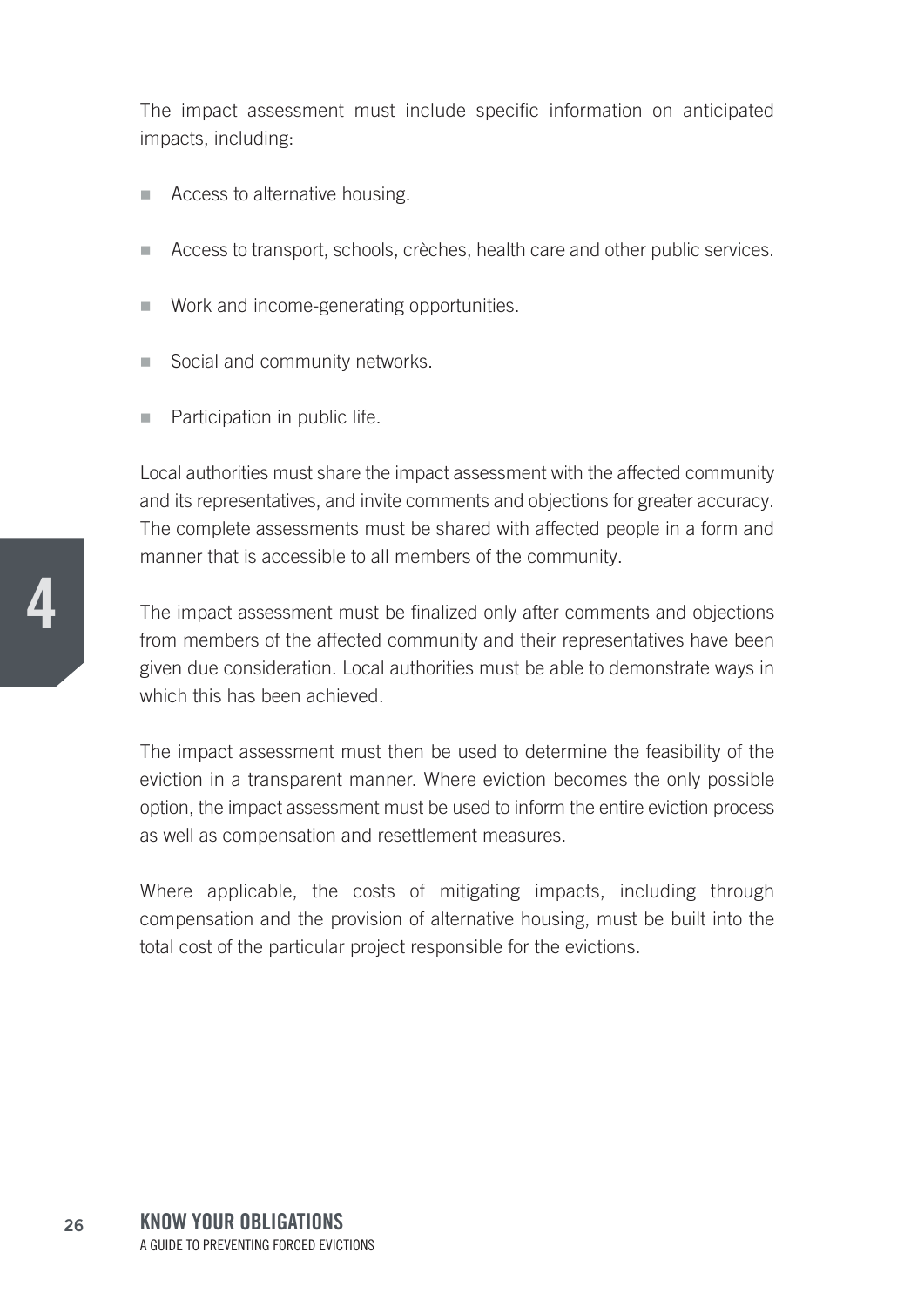The impact assessment must include specific information on anticipated impacts, including:

- Access to alternative housing.
- Access to transport, schools, crèches, health care and other public services.
- Work and income-generating opportunities.
- Social and community networks.
- Participation in public life.

Local authorities must share the impact assessment with the affected community and its representatives, and invite comments and objections for greater accuracy. The complete assessments must be shared with affected people in a form and manner that is accessible to all members of the community.

The impact assessment must be finalized only after comments and objections from members of the affected community and their representatives have been given due consideration. Local authorities must be able to demonstrate ways in which this has been achieved.

The impact assessment must then be used to determine the feasibility of the eviction in a transparent manner. Where eviction becomes the only possible option, the impact assessment must be used to inform the entire eviction process as well as compensation and resettlement measures.

Where applicable, the costs of mitigating impacts, including through compensation and the provision of alternative housing, must be built into the total cost of the particular project responsible for the evictions.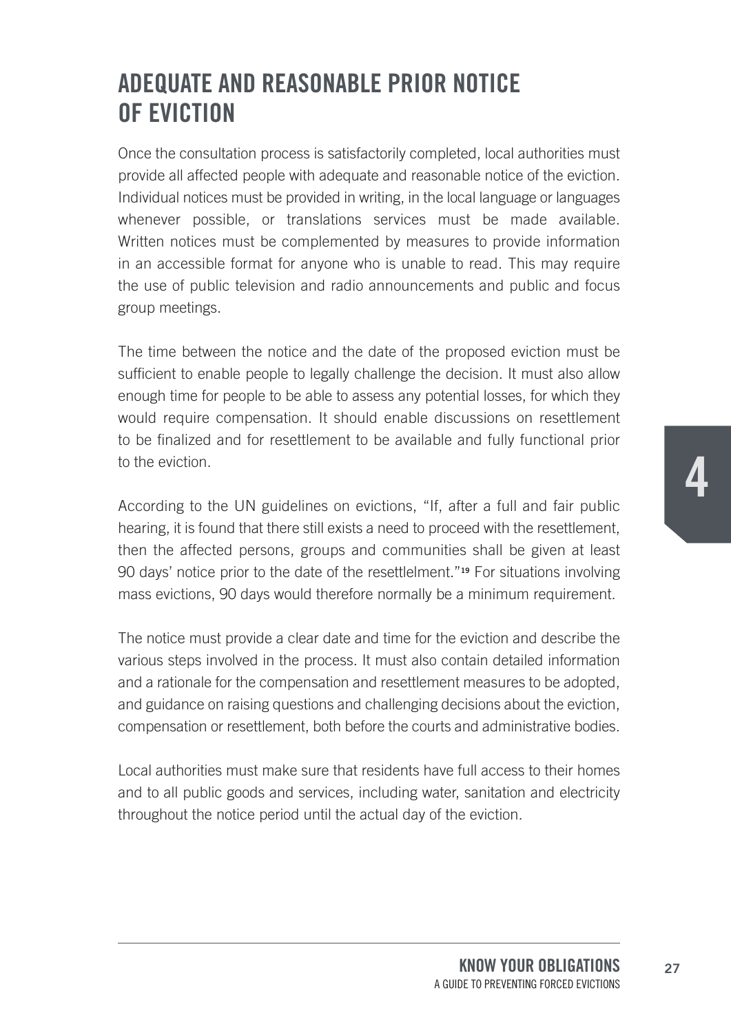## ADEQUATE AND REASONABLE PRIOR NOTICE OF EVICTION

Once the consultation process is satisfactorily completed, local authorities must provide all affected people with adequate and reasonable notice of the eviction. Individual notices must be provided in writing, in the local language or languages whenever possible, or translations services must be made available. Written notices must be complemented by measures to provide information in an accessible format for anyone who is unable to read. This may require the use of public television and radio announcements and public and focus group meetings.

The time between the notice and the date of the proposed eviction must be sufficient to enable people to legally challenge the decision. It must also allow enough time for people to be able to assess any potential losses, for which they would require compensation. It should enable discussions on resettlement to be finalized and for resettlement to be available and fully functional prior to the eviction.

According to the UN guidelines on evictions, "If, after a full and fair public hearing, it is found that there still exists a need to proceed with the resettlement, then the affected persons, groups and communities shall be given at least 90 days' notice prior to the date of the resettlelment."[19] For situations involving mass evictions, 90 days would therefore normally be a minimum requirement.

The notice must provide a clear date and time for the eviction and describe the various steps involved in the process. It must also contain detailed information and a rationale for the compensation and resettlement measures to be adopted, and guidance on raising questions and challenging decisions about the eviction, compensation or resettlement, both before the courts and administrative bodies.

Local authorities must make sure that residents have full access to their homes and to all public goods and services, including water, sanitation and electricity throughout the notice period until the actual day of the eviction.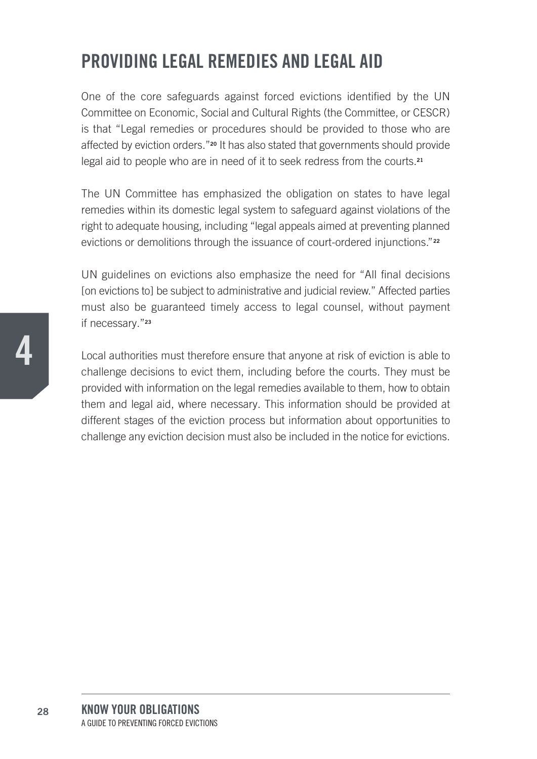## PROVIDING LEGAL REMEDIES AND LEGAL AID

One of the core safeguards against forced evictions identified by the UN Committee on Economic, Social and Cultural Rights (the Committee, or CESCR) is that "Legal remedies or procedures should be provided to those who are affected by eviction orders."[20] It has also stated that governments should provide legal aid to people who are in need of it to seek redress from the courts.[21]

The UN Committee has emphasized the obligation on states to have legal remedies within its domestic legal system to safeguard against violations of the right to adequate housing, including "legal appeals aimed at preventing planned evictions or demolitions through the issuance of court-ordered injunctions."[22]

UN guidelines on evictions also emphasize the need for "All final decisions [on evictions to] be subject to administrative and judicial review." Affected parties must also be guaranteed timely access to legal counsel, without payment if necessary."[23]

Local authorities must therefore ensure that anyone at risk of eviction is able to challenge decisions to evict them, including before the courts. They must be provided with information on the legal remedies available to them, how to obtain them and legal aid, where necessary. This information should be provided at different stages of the eviction process but information about opportunities to challenge any eviction decision must also be included in the notice for evictions.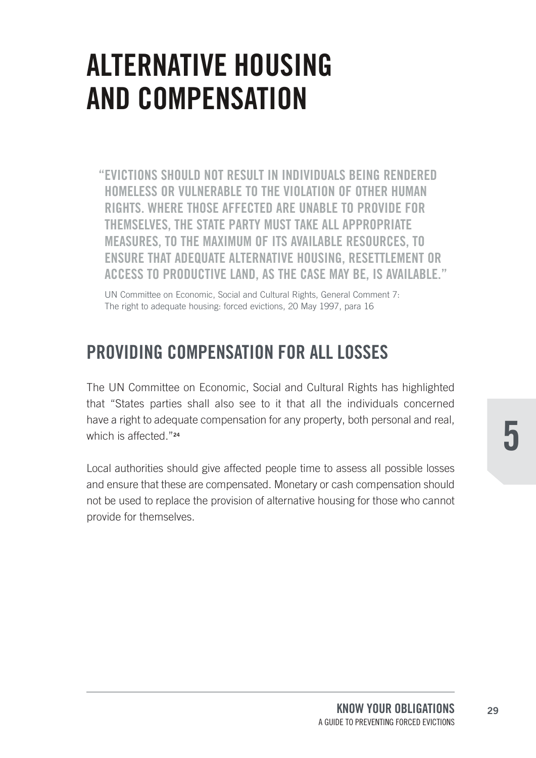# ALTERNATIVE HOUSING AND COMPENSATION

> "EVICTIONS SHOULD NOT RESULT IN INDIVIDUALS BEING RENDERED HOMELESS OR VULNERABLE TO THE VIOLATION OF OTHER HUMAN RIGHTS. WHERE THOSE AFFECTED ARE UNABLE TO PROVIDE FOR THEMSELVES, THE STATE PARTY MUST TAKE ALL APPROPRIATE MEASURES, TO THE MAXIMUM OF ITS AVAILABLE RESOURCES, TO ENSURE THAT ADEQUATE ALTERNATIVE HOUSING, RESETTLEMENT OR ACCESS TO PRODUCTIVE LAND, AS THE CASE MAY BE, IS AVAILABLE."
>
> UN Committee on Economic, Social and Cultural Rights, General Comment 7: The right to adequate housing: forced evictions, 20 May 1997, para 16

## PROVIDING COMPENSATION FOR ALL LOSSES

The UN Committee on Economic, Social and Cultural Rights has highlighted that "States parties shall also see to it that all the individuals concerned have a right to adequate compensation for any property, both personal and real, which is affected."[24]

Local authorities should give affected people time to assess all possible losses and ensure that these are compensated. Monetary or cash compensation should not be used to replace the provision of alternative housing for those who cannot provide for themselves.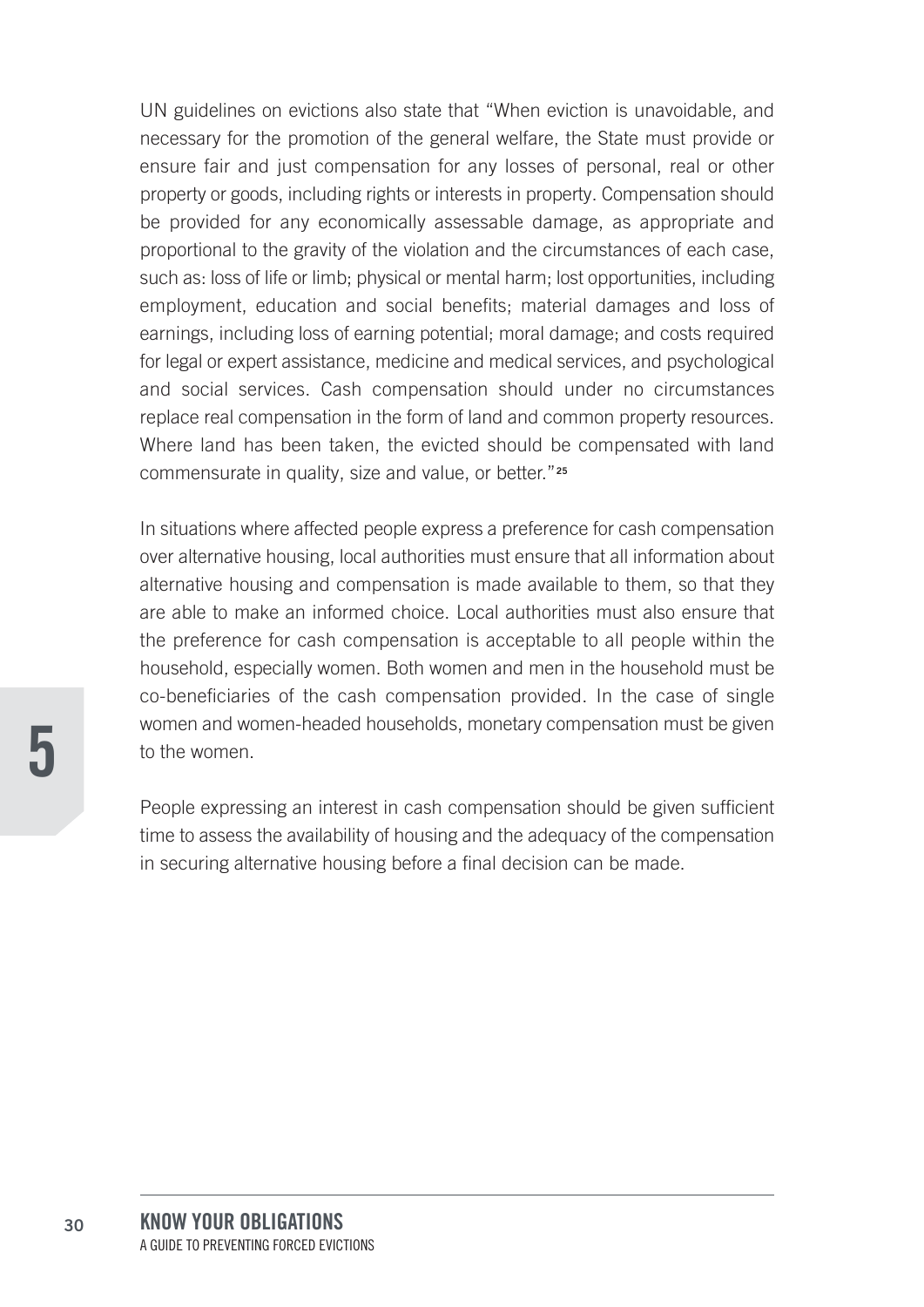UN guidelines on evictions also state that "When eviction is unavoidable, and necessary for the promotion of the general welfare, the State must provide or ensure fair and just compensation for any losses of personal, real or other property or goods, including rights or interests in property. Compensation should be provided for any economically assessable damage, as appropriate and proportional to the gravity of the violation and the circumstances of each case, such as: loss of life or limb; physical or mental harm; lost opportunities, including employment, education and social benefits; material damages and loss of earnings, including loss of earning potential; moral damage; and costs required for legal or expert assistance, medicine and medical services, and psychological and social services. Cash compensation should under no circumstances replace real compensation in the form of land and common property resources. Where land has been taken, the evicted should be compensated with land commensurate in quality, size and value, or better."[25]

In situations where affected people express a preference for cash compensation over alternative housing, local authorities must ensure that all information about alternative housing and compensation is made available to them, so that they are able to make an informed choice. Local authorities must also ensure that the preference for cash compensation is acceptable to all people within the household, especially women. Both women and men in the household must be co-beneficiaries of the cash compensation provided. In the case of single women and women-headed households, monetary compensation must be given to the women.

People expressing an interest in cash compensation should be given sufficient time to assess the availability of housing and the adequacy of the compensation in securing alternative housing before a final decision can be made.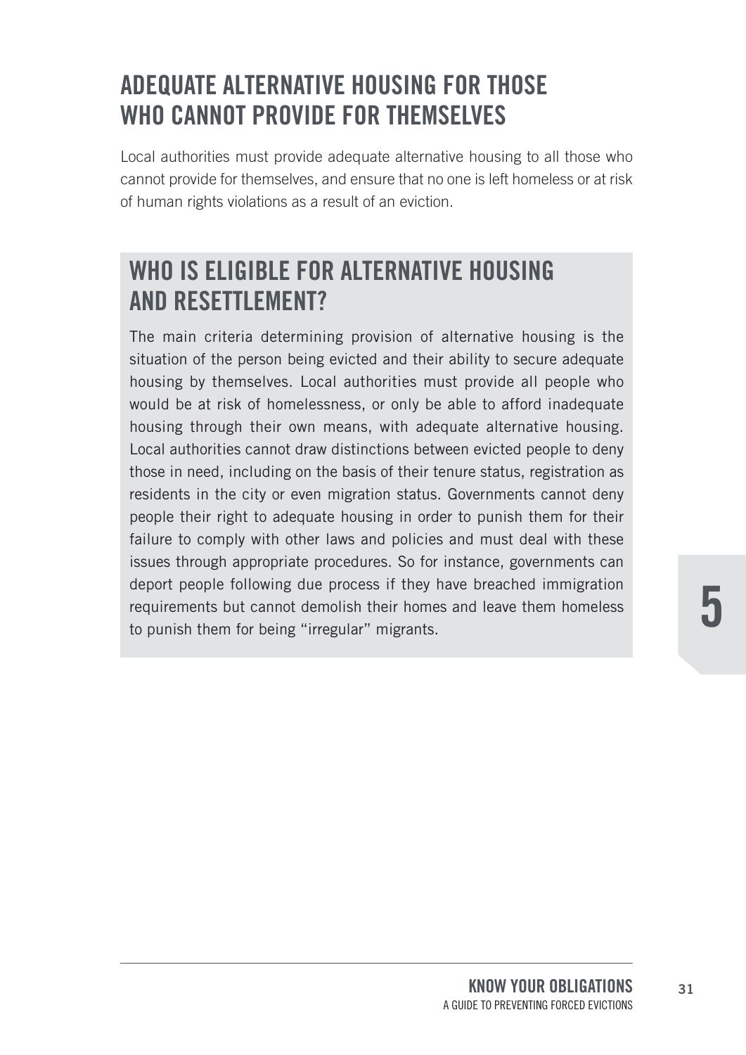## ADEQUATE ALTERNATIVE HOUSING FOR THOSE WHO CANNOT PROVIDE FOR THEMSELVES

Local authorities must provide adequate alternative housing to all those who cannot provide for themselves, and ensure that no one is left homeless or at risk of human rights violations as a result of an eviction.

### WHO IS ELIGIBLE FOR ALTERNATIVE HOUSING AND RESETTLEMENT?

The main criteria determining provision of alternative housing is the situation of the person being evicted and their ability to secure adequate housing by themselves. Local authorities must provide all people who would be at risk of homelessness, or only be able to afford inadequate housing through their own means, with adequate alternative housing. Local authorities cannot draw distinctions between evicted people to deny those in need, including on the basis of their tenure status, registration as residents in the city or even migration status. Governments cannot deny people their right to adequate housing in order to punish them for their failure to comply with other laws and policies and must deal with these issues through appropriate procedures. So for instance, governments can deport people following due process if they have breached immigration requirements but cannot demolish their homes and leave them homeless to punish them for being "irregular" migrants.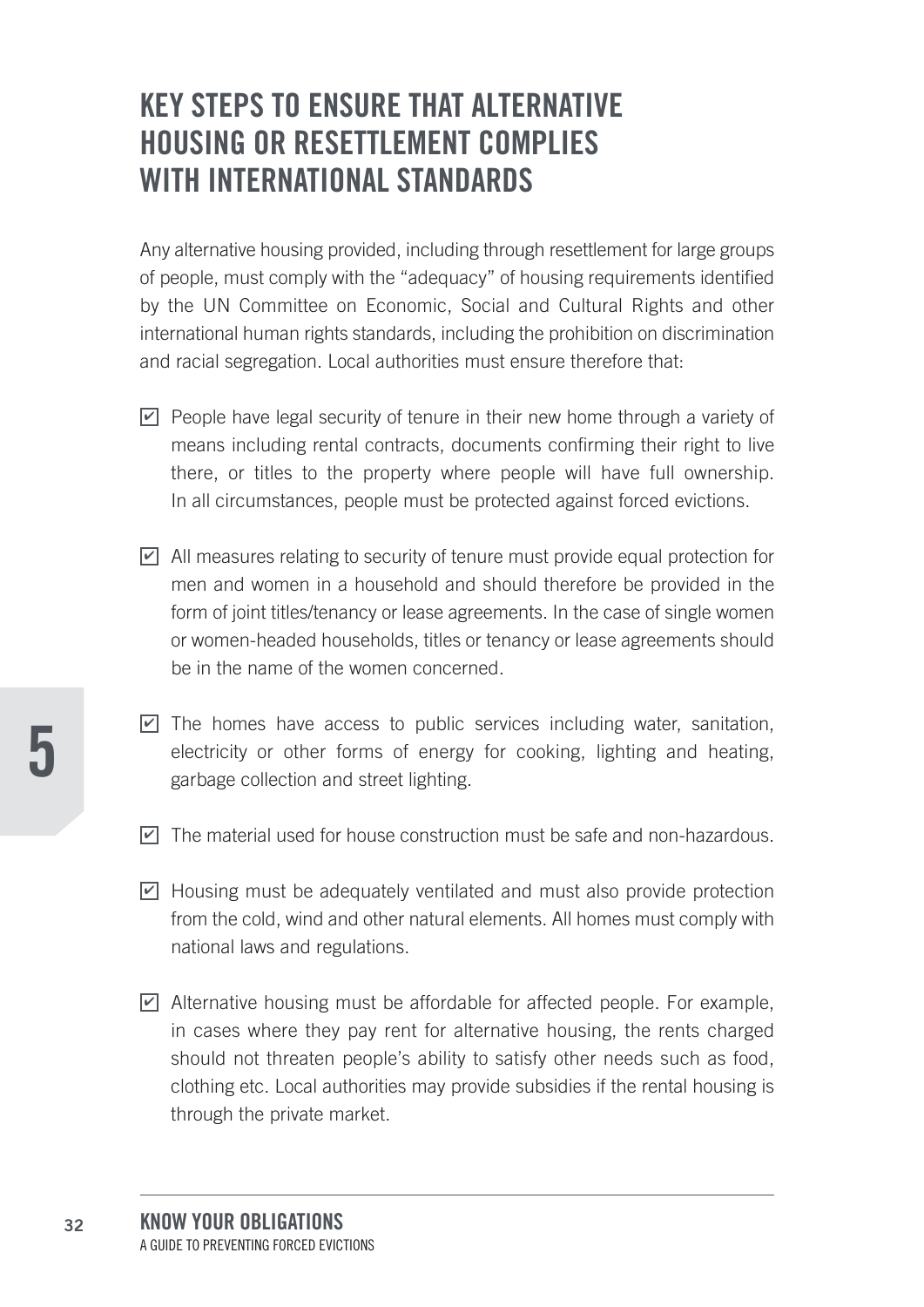## KEY STEPS TO ENSURE THAT ALTERNATIVE HOUSING OR RESETTLEMENT COMPLIES WITH INTERNATIONAL STANDARDS

Any alternative housing provided, including through resettlement for large groups of people, must comply with the "adequacy" of housing requirements identified by the UN Committee on Economic, Social and Cultural Rights and other international human rights standards, including the prohibition on discrimination and racial segregation. Local authorities must ensure therefore that:

- ☑ People have legal security of tenure in their new home through a variety of means including rental contracts, documents confirming their right to live there, or titles to the property where people will have full ownership. In all circumstances, people must be protected against forced evictions.

- ☑ All measures relating to security of tenure must provide equal protection for men and women in a household and should therefore be provided in the form of joint titles/tenancy or lease agreements. In the case of single women or women-headed households, titles or tenancy or lease agreements should be in the name of the women concerned.

- ☑ The homes have access to public services including water, sanitation, electricity or other forms of energy for cooking, lighting and heating, garbage collection and street lighting.

- ☑ The material used for house construction must be safe and non-hazardous.

- ☑ Housing must be adequately ventilated and must also provide protection from the cold, wind and other natural elements. All homes must comply with national laws and regulations.

- ☑ Alternative housing must be affordable for affected people. For example, in cases where they pay rent for alternative housing, the rents charged should not threaten people's ability to satisfy other needs such as food, clothing etc. Local authorities may provide subsidies if the rental housing is through the private market.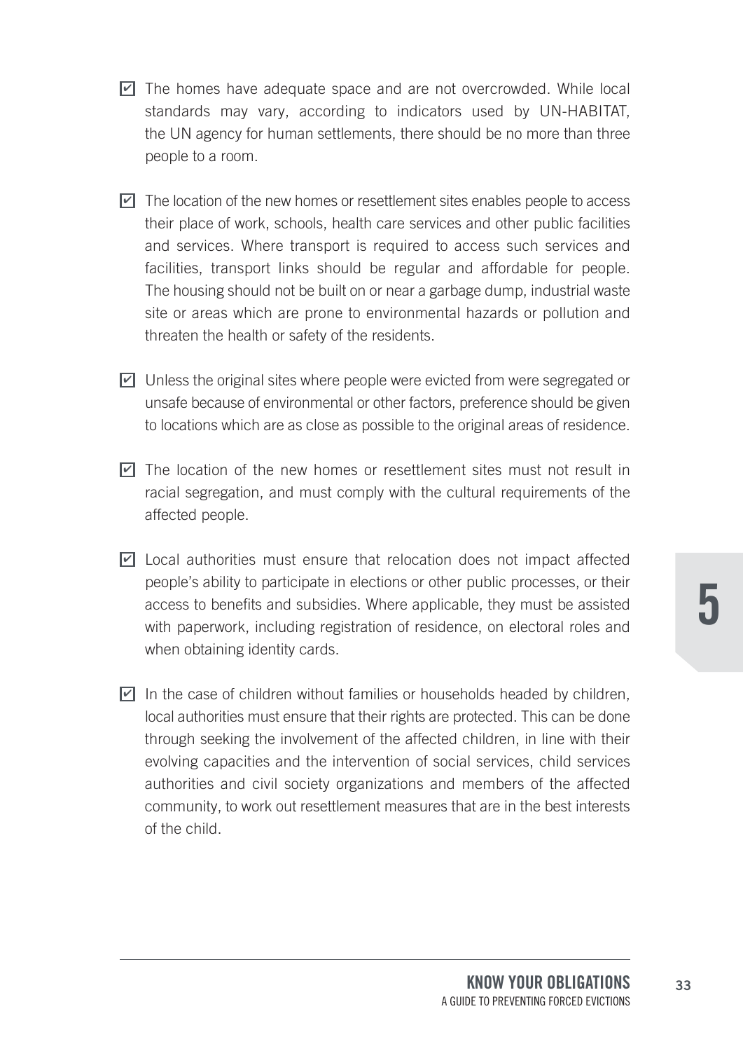- ☑ The homes have adequate space and are not overcrowded. While local standards may vary, according to indicators used by UN-HABITAT, the UN agency for human settlements, there should be no more than three people to a room.

- ☑ The location of the new homes or resettlement sites enables people to access their place of work, schools, health care services and other public facilities and services. Where transport is required to access such services and facilities, transport links should be regular and affordable for people. The housing should not be built on or near a garbage dump, industrial waste site or areas which are prone to environmental hazards or pollution and threaten the health or safety of the residents.

- ☑ Unless the original sites where people were evicted from were segregated or unsafe because of environmental or other factors, preference should be given to locations which are as close as possible to the original areas of residence.

- ☑ The location of the new homes or resettlement sites must not result in racial segregation, and must comply with the cultural requirements of the affected people.

- ☑ Local authorities must ensure that relocation does not impact affected people's ability to participate in elections or other public processes, or their access to benefits and subsidies. Where applicable, they must be assisted with paperwork, including registration of residence, on electoral roles and when obtaining identity cards.

- ☑ In the case of children without families or households headed by children, local authorities must ensure that their rights are protected. This can be done through seeking the involvement of the affected children, in line with their evolving capacities and the intervention of social services, child services authorities and civil society organizations and members of the affected community, to work out resettlement measures that are in the best interests of the child.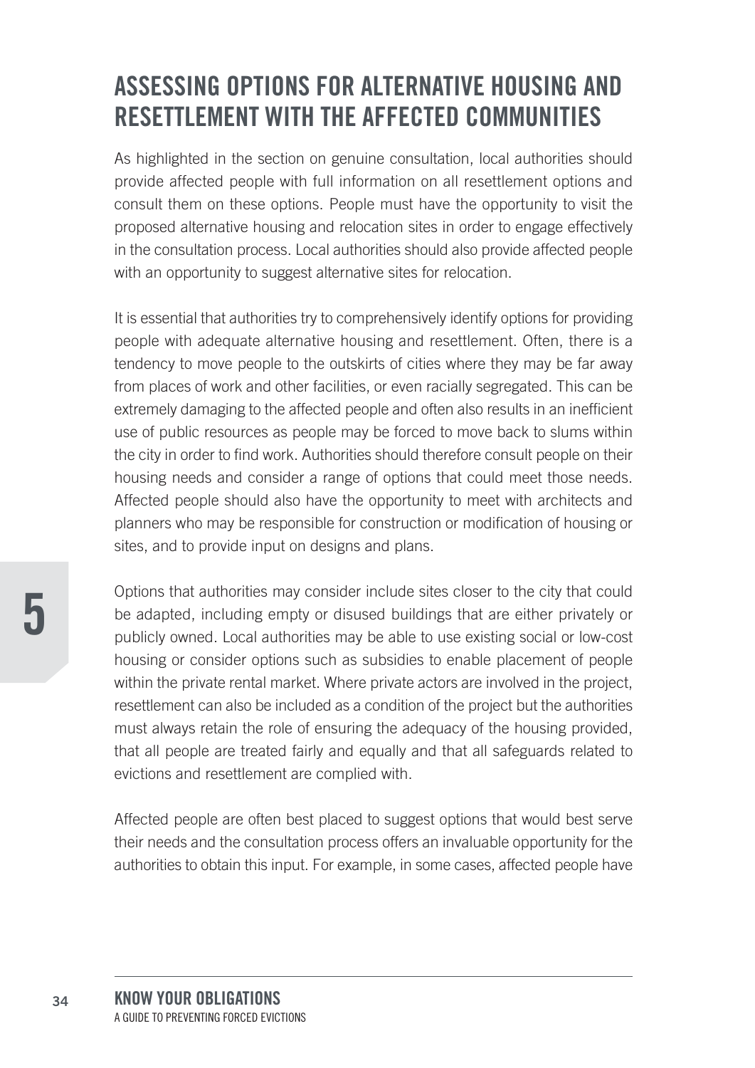# ASSESSING OPTIONS FOR ALTERNATIVE HOUSING AND RESETTLEMENT WITH THE AFFECTED COMMUNITIES

As highlighted in the section on genuine consultation, local authorities should provide affected people with full information on all resettlement options and consult them on these options. People must have the opportunity to visit the proposed alternative housing and relocation sites in order to engage effectively in the consultation process. Local authorities should also provide affected people with an opportunity to suggest alternative sites for relocation.

It is essential that authorities try to comprehensively identify options for providing people with adequate alternative housing and resettlement. Often, there is a tendency to move people to the outskirts of cities where they may be far away from places of work and other facilities, or even racially segregated. This can be extremely damaging to the affected people and often also results in an inefficient use of public resources as people may be forced to move back to slums within the city in order to find work. Authorities should therefore consult people on their housing needs and consider a range of options that could meet those needs. Affected people should also have the opportunity to meet with architects and planners who may be responsible for construction or modification of housing or sites, and to provide input on designs and plans.

Options that authorities may consider include sites closer to the city that could be adapted, including empty or disused buildings that are either privately or publicly owned. Local authorities may be able to use existing social or low-cost housing or consider options such as subsidies to enable placement of people within the private rental market. Where private actors are involved in the project, resettlement can also be included as a condition of the project but the authorities must always retain the role of ensuring the adequacy of the housing provided, that all people are treated fairly and equally and that all safeguards related to evictions and resettlement are complied with.

Affected people are often best placed to suggest options that would best serve their needs and the consultation process offers an invaluable opportunity for the authorities to obtain this input. For example, in some cases, affected people have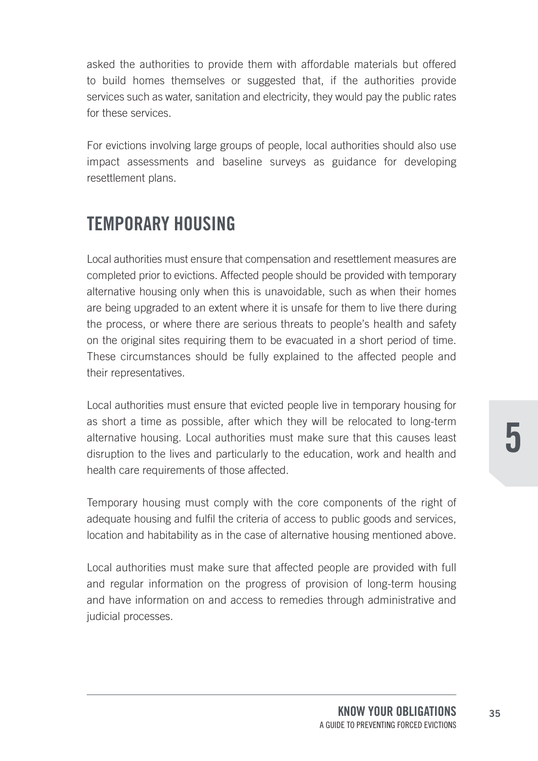asked the authorities to provide them with affordable materials but offered to build homes themselves or suggested that, if the authorities provide services such as water, sanitation and electricity, they would pay the public rates for these services.

For evictions involving large groups of people, local authorities should also use impact assessments and baseline surveys as guidance for developing resettlement plans.

## TEMPORARY HOUSING

Local authorities must ensure that compensation and resettlement measures are completed prior to evictions. Affected people should be provided with temporary alternative housing only when this is unavoidable, such as when their homes are being upgraded to an extent where it is unsafe for them to live there during the process, or where there are serious threats to people's health and safety on the original sites requiring them to be evacuated in a short period of time. These circumstances should be fully explained to the affected people and their representatives.

Local authorities must ensure that evicted people live in temporary housing for as short a time as possible, after which they will be relocated to long-term alternative housing. Local authorities must make sure that this causes least disruption to the lives and particularly to the education, work and health and health care requirements of those affected.

Temporary housing must comply with the core components of the right of adequate housing and fulfil the criteria of access to public goods and services, location and habitability as in the case of alternative housing mentioned above.

Local authorities must make sure that affected people are provided with full and regular information on the progress of provision of long-term housing and have information on and access to remedies through administrative and judicial processes.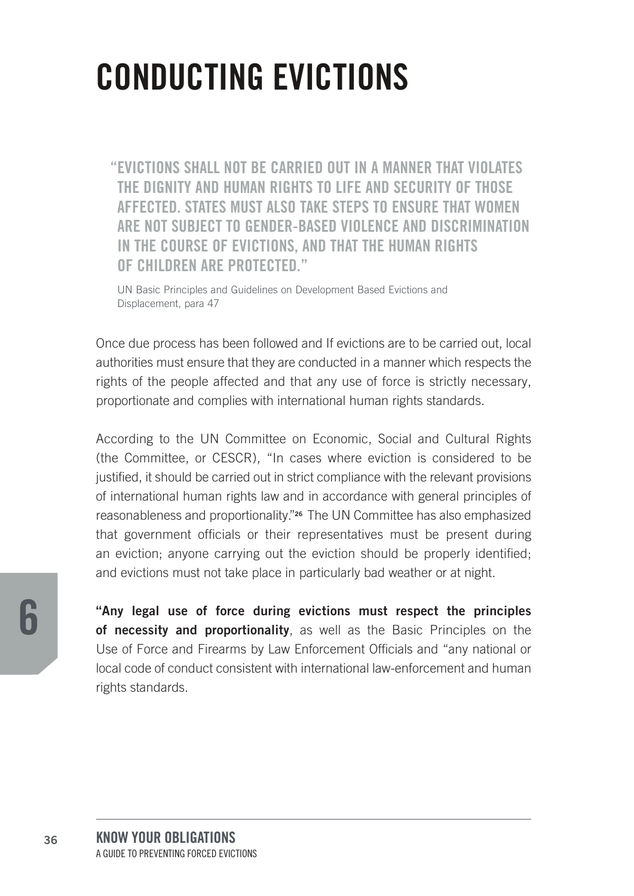# CONDUCTING EVICTIONS

> "EVICTIONS SHALL NOT BE CARRIED OUT IN A MANNER THAT VIOLATES THE DIGNITY AND HUMAN RIGHTS TO LIFE AND SECURITY OF THOSE AFFECTED. STATES MUST ALSO TAKE STEPS TO ENSURE THAT WOMEN ARE NOT SUBJECT TO GENDER-BASED VIOLENCE AND DISCRIMINATION IN THE COURSE OF EVICTIONS, AND THAT THE HUMAN RIGHTS OF CHILDREN ARE PROTECTED."
>
> UN Basic Principles and Guidelines on Development Based Evictions and Displacement, para 47

Once due process has been followed and If evictions are to be carried out, local authorities must ensure that they are conducted in a manner which respects the rights of the people affected and that any use of force is strictly necessary, proportionate and complies with international human rights standards.

According to the UN Committee on Economic, Social and Cultural Rights (the Committee, or CESCR), "In cases where eviction is considered to be justified, it should be carried out in strict compliance with the relevant provisions of international human rights law and in accordance with general principles of reasonableness and proportionality."[26] The UN Committee has also emphasized that government officials or their representatives must be present during an eviction; anyone carrying out the eviction should be properly identified; and evictions must not take place in particularly bad weather or at night.

**"Any legal use of force during evictions must respect the principles of necessity and proportionality**, as well as the Basic Principles on the Use of Force and Firearms by Law Enforcement Officials and "any national or local code of conduct consistent with international law-enforcement and human rights standards.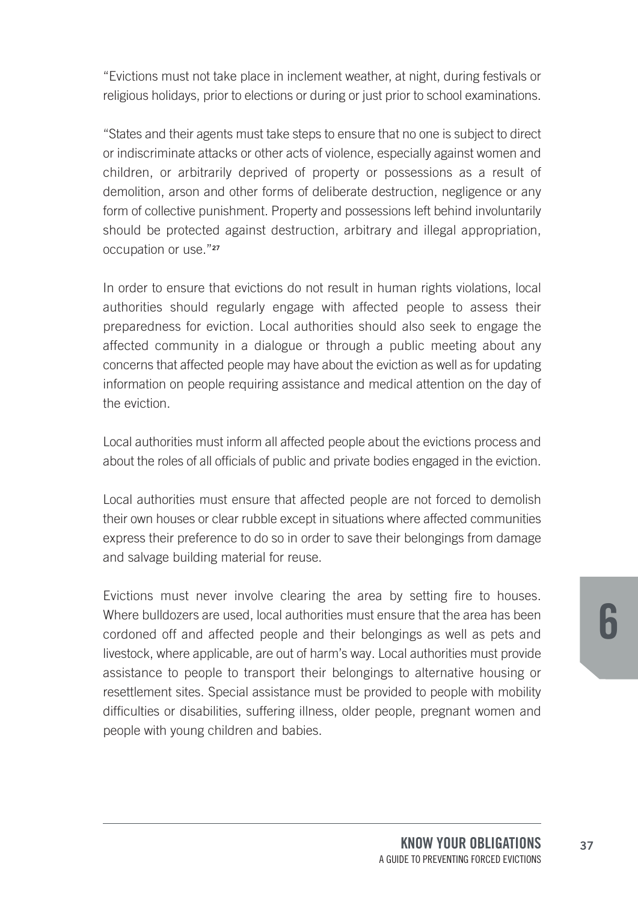"Evictions must not take place in inclement weather, at night, during festivals or religious holidays, prior to elections or during or just prior to school examinations.

"States and their agents must take steps to ensure that no one is subject to direct or indiscriminate attacks or other acts of violence, especially against women and children, or arbitrarily deprived of property or possessions as a result of demolition, arson and other forms of deliberate destruction, negligence or any form of collective punishment. Property and possessions left behind involuntarily should be protected against destruction, arbitrary and illegal appropriation, occupation or use."[27]

In order to ensure that evictions do not result in human rights violations, local authorities should regularly engage with affected people to assess their preparedness for eviction. Local authorities should also seek to engage the affected community in a dialogue or through a public meeting about any concerns that affected people may have about the eviction as well as for updating information on people requiring assistance and medical attention on the day of the eviction.

Local authorities must inform all affected people about the evictions process and about the roles of all officials of public and private bodies engaged in the eviction.

Local authorities must ensure that affected people are not forced to demolish their own houses or clear rubble except in situations where affected communities express their preference to do so in order to save their belongings from damage and salvage building material for reuse.

Evictions must never involve clearing the area by setting fire to houses. Where bulldozers are used, local authorities must ensure that the area has been cordoned off and affected people and their belongings as well as pets and livestock, where applicable, are out of harm's way. Local authorities must provide assistance to people to transport their belongings to alternative housing or resettlement sites. Special assistance must be provided to people with mobility difficulties or disabilities, suffering illness, older people, pregnant women and people with young children and babies.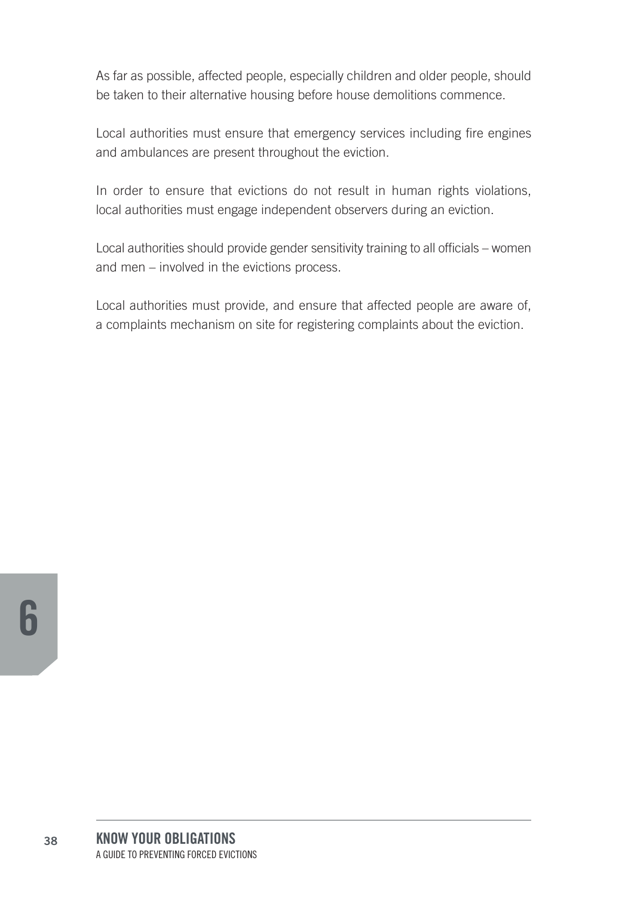As far as possible, affected people, especially children and older people, should be taken to their alternative housing before house demolitions commence.

Local authorities must ensure that emergency services including fire engines and ambulances are present throughout the eviction.

In order to ensure that evictions do not result in human rights violations, local authorities must engage independent observers during an eviction.

Local authorities should provide gender sensitivity training to all officials – women and men – involved in the evictions process.

Local authorities must provide, and ensure that affected people are aware of, a complaints mechanism on site for registering complaints about the eviction.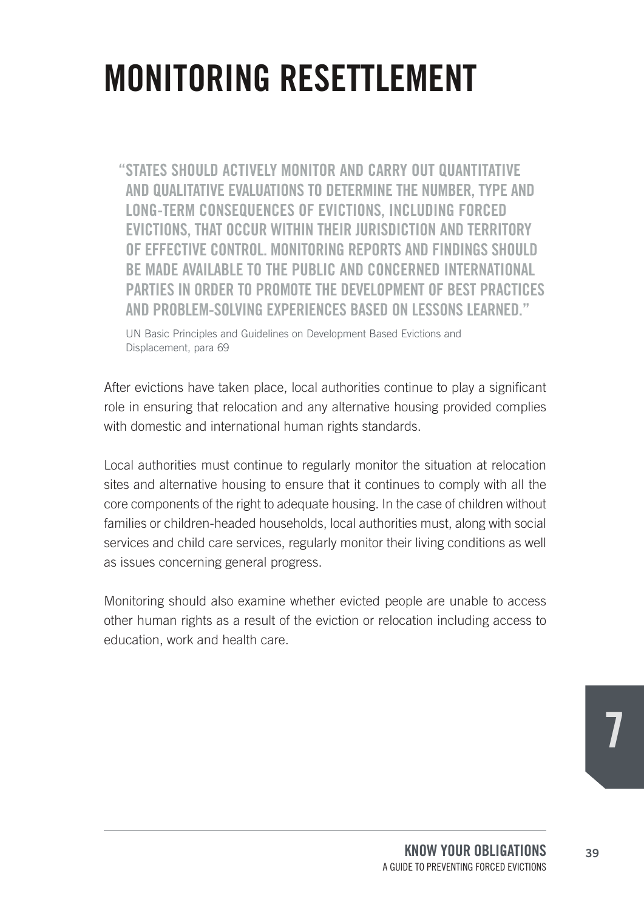# MONITORING RESETTLEMENT

> "STATES SHOULD ACTIVELY MONITOR AND CARRY OUT QUANTITATIVE AND QUALITATIVE EVALUATIONS TO DETERMINE THE NUMBER, TYPE AND LONG-TERM CONSEQUENCES OF EVICTIONS, INCLUDING FORCED EVICTIONS, THAT OCCUR WITHIN THEIR JURISDICTION AND TERRITORY OF EFFECTIVE CONTROL. MONITORING REPORTS AND FINDINGS SHOULD BE MADE AVAILABLE TO THE PUBLIC AND CONCERNED INTERNATIONAL PARTIES IN ORDER TO PROMOTE THE DEVELOPMENT OF BEST PRACTICES AND PROBLEM-SOLVING EXPERIENCES BASED ON LESSONS LEARNED."
>
> UN Basic Principles and Guidelines on Development Based Evictions and Displacement, para 69

After evictions have taken place, local authorities continue to play a significant role in ensuring that relocation and any alternative housing provided complies with domestic and international human rights standards.

Local authorities must continue to regularly monitor the situation at relocation sites and alternative housing to ensure that it continues to comply with all the core components of the right to adequate housing. In the case of children without families or children-headed households, local authorities must, along with social services and child care services, regularly monitor their living conditions as well as issues concerning general progress.

Monitoring should also examine whether evicted people are unable to access other human rights as a result of the eviction or relocation including access to education, work and health care.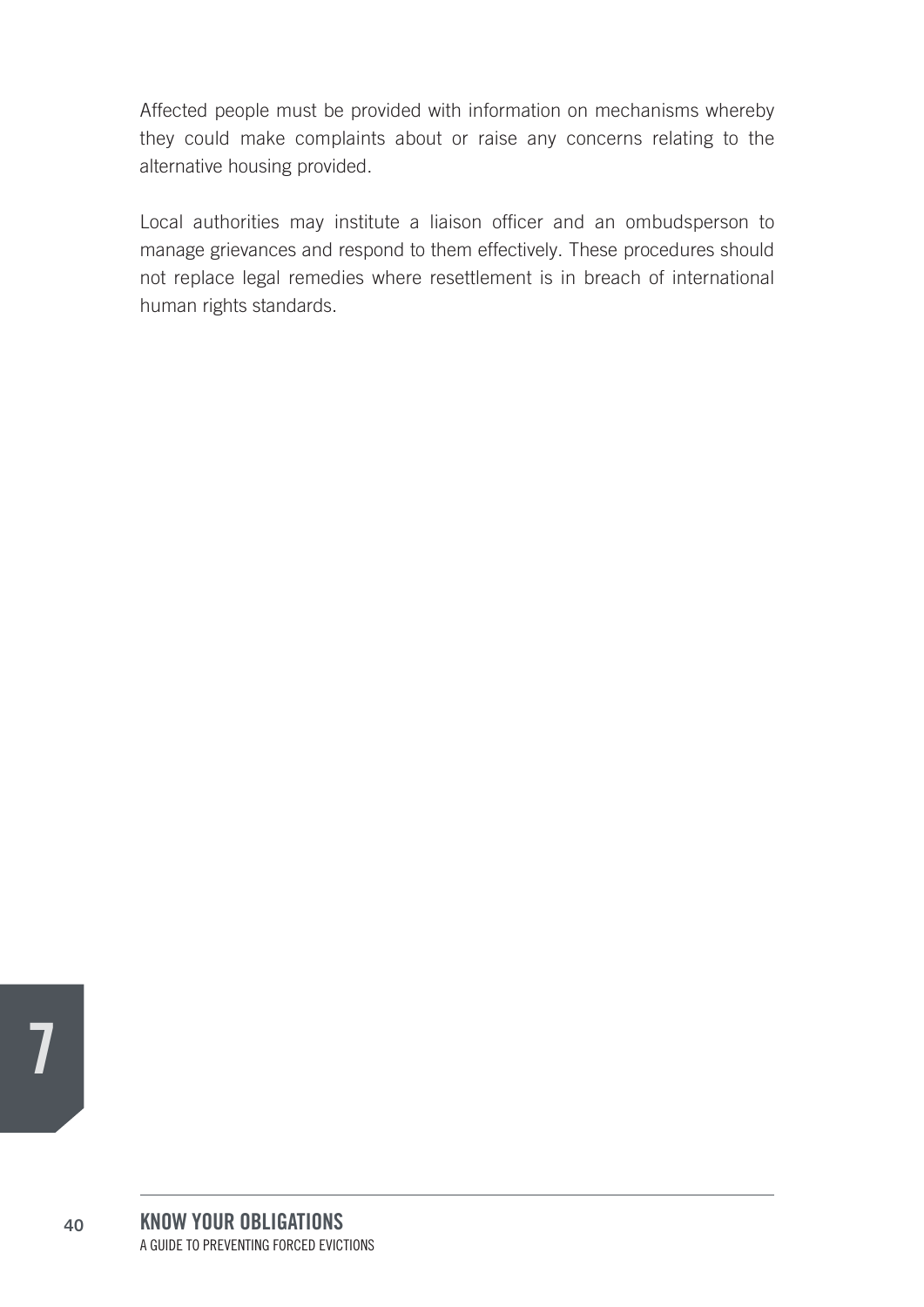Affected people must be provided with information on mechanisms whereby they could make complaints about or raise any concerns relating to the alternative housing provided.

Local authorities may institute a liaison officer and an ombudsperson to manage grievances and respond to them effectively. These procedures should not replace legal remedies where resettlement is in breach of international human rights standards.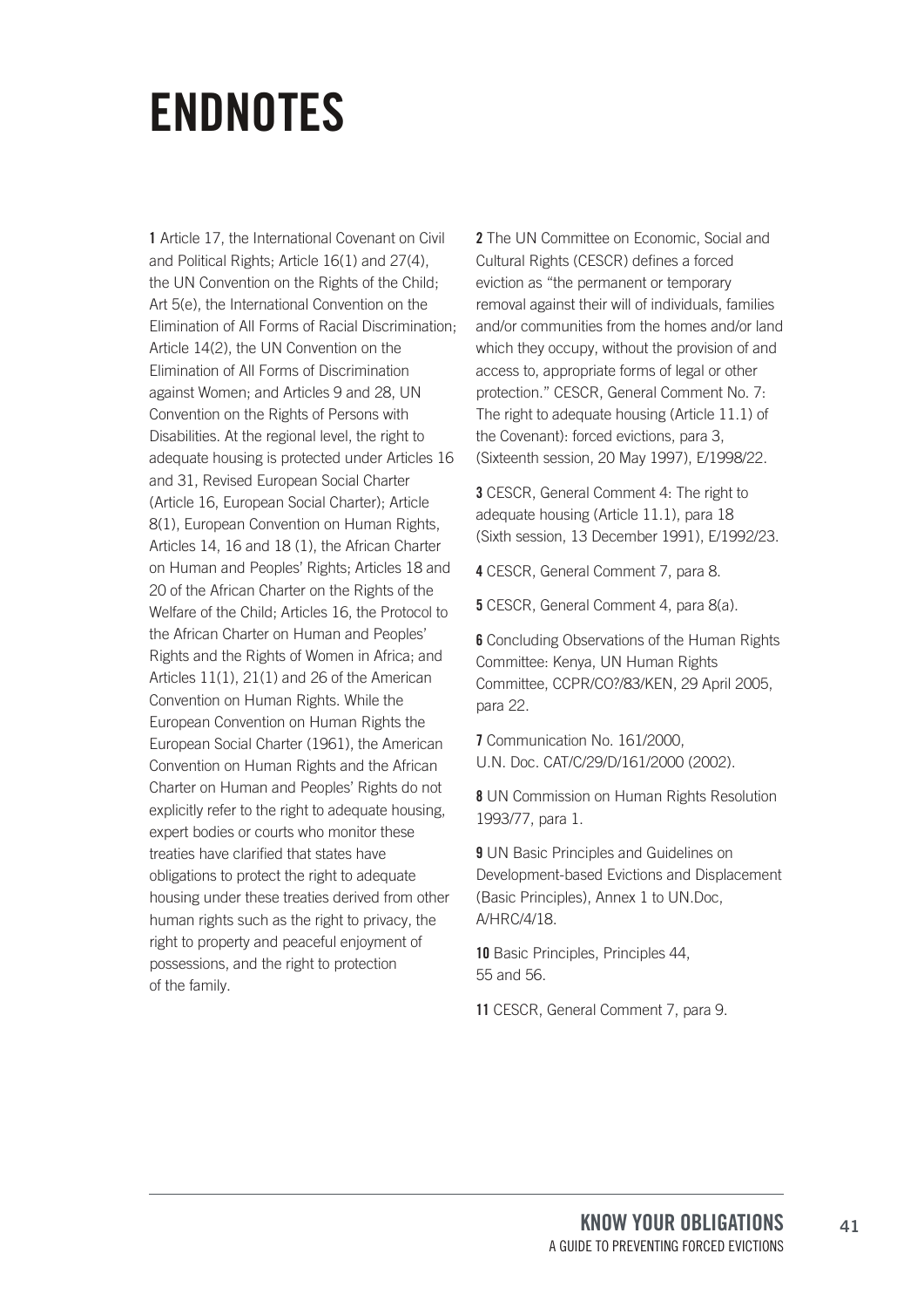# ENDNOTES

**1** Article 17, the International Covenant on Civil and Political Rights; Article 16(1) and 27(4), the UN Convention on the Rights of the Child; Art 5(e), the International Convention on the Elimination of All Forms of Racial Discrimination; Article 14(2), the UN Convention on the Elimination of All Forms of Discrimination against Women; and Articles 9 and 28, UN Convention on the Rights of Persons with Disabilities. At the regional level, the right to adequate housing is protected under Articles 16 and 31, Revised European Social Charter (Article 16, European Social Charter); Article 8(1), European Convention on Human Rights, Articles 14, 16 and 18 (1), the African Charter on Human and Peoples' Rights; Articles 18 and 20 of the African Charter on the Rights of the Welfare of the Child; Articles 16, the Protocol to the African Charter on Human and Peoples' Rights and the Rights of Women in Africa; and Articles 11(1), 21(1) and 26 of the American Convention on Human Rights. While the European Convention on Human Rights the European Social Charter (1961), the American Convention on Human Rights and the African Charter on Human and Peoples' Rights do not explicitly refer to the right to adequate housing, expert bodies or courts who monitor these treaties have clarified that states have obligations to protect the right to adequate housing under these treaties derived from other human rights such as the right to privacy, the right to property and peaceful enjoyment of possessions, and the right to protection of the family.

**2** The UN Committee on Economic, Social and Cultural Rights (CESCR) defines a forced eviction as "the permanent or temporary removal against their will of individuals, families and/or communities from the homes and/or land which they occupy, without the provision of and access to, appropriate forms of legal or other protection." CESCR, General Comment No. 7: The right to adequate housing (Article 11.1) of the Covenant): forced evictions, para 3, (Sixteenth session, 20 May 1997), E/1998/22.

**3** CESCR, General Comment 4: The right to adequate housing (Article 11.1), para 18 (Sixth session, 13 December 1991), E/1992/23.

**4** CESCR, General Comment 7, para 8.

**5** CESCR, General Comment 4, para 8(a).

**6** Concluding Observations of the Human Rights Committee: Kenya, UN Human Rights Committee, CCPR/CO?/83/KEN, 29 April 2005, para 22.

**7** Communication No. 161/2000, U.N. Doc. CAT/C/29/D/161/2000 (2002).

**8** UN Commission on Human Rights Resolution 1993/77, para 1.

**9** UN Basic Principles and Guidelines on Development-based Evictions and Displacement (Basic Principles), Annex 1 to UN.Doc, A/HRC/4/18.

**10** Basic Principles, Principles 44, 55 and 56.

**11** CESCR, General Comment 7, para 9.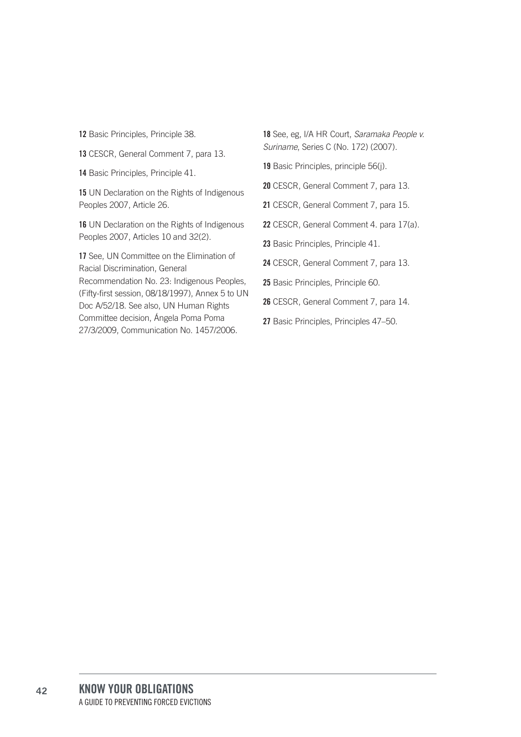**12** Basic Principles, Principle 38.

**13** CESCR, General Comment 7, para 13.

**14** Basic Principles, Principle 41.

**15** UN Declaration on the Rights of Indigenous Peoples 2007, Article 26.

**16** UN Declaration on the Rights of Indigenous Peoples 2007, Articles 10 and 32(2).

**17** See, UN Committee on the Elimination of Racial Discrimination, General Recommendation No. 23: Indigenous Peoples, (Fifty-first session, 08/18/1997), Annex 5 to UN Doc A/52/18. See also, UN Human Rights Committee decision, Ángela Poma Poma 27/3/2009, Communication No. 1457/2006.

**18** See, eg, I/A HR Court, *Saramaka People v. Suriname*, Series C (No. 172) (2007).

**19** Basic Principles, principle 56(j).

**20** CESCR, General Comment 7, para 13.

**21** CESCR, General Comment 7, para 15.

**22** CESCR, General Comment 4. para 17(a).

**23** Basic Principles, Principle 41.

**24** CESCR, General Comment 7, para 13.

**25** Basic Principles, Principle 60.

**26** CESCR, General Comment 7, para 14.

**27** Basic Principles, Principles 47–50.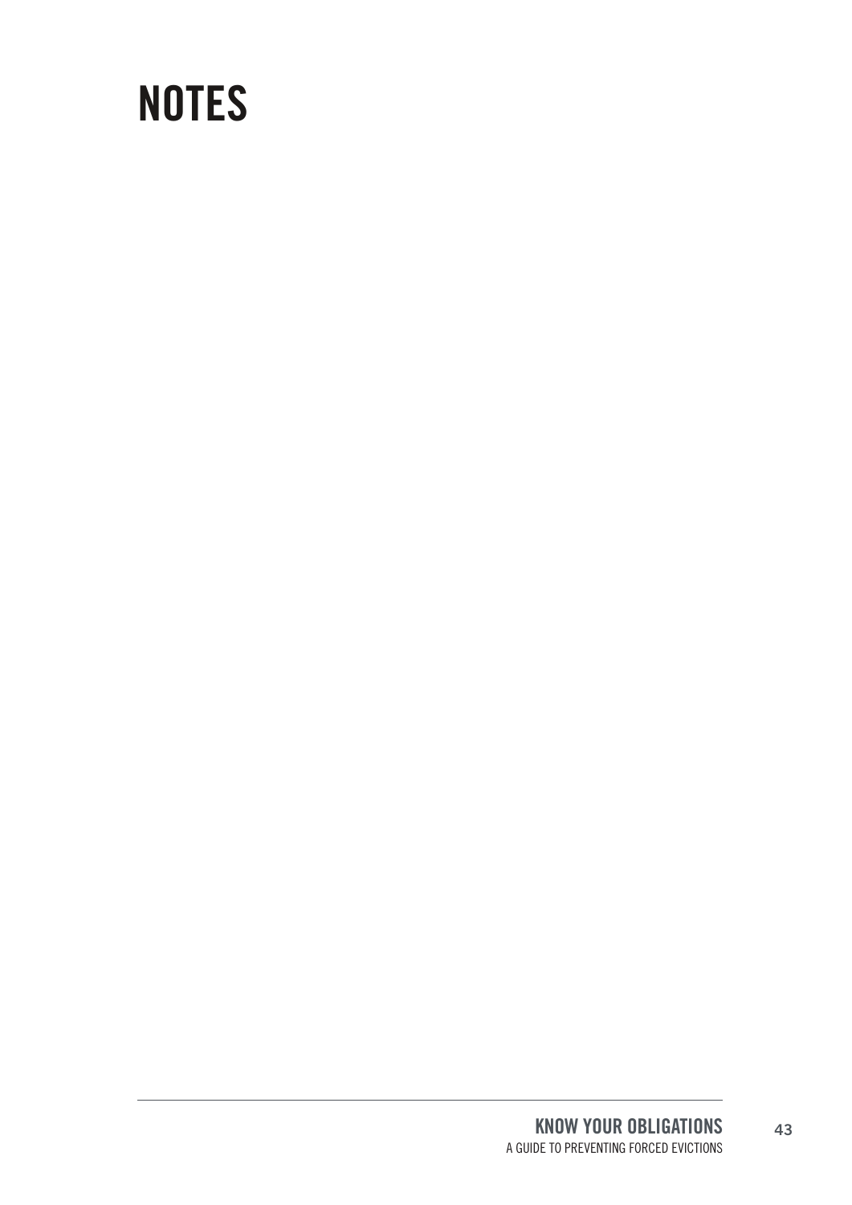# NOTES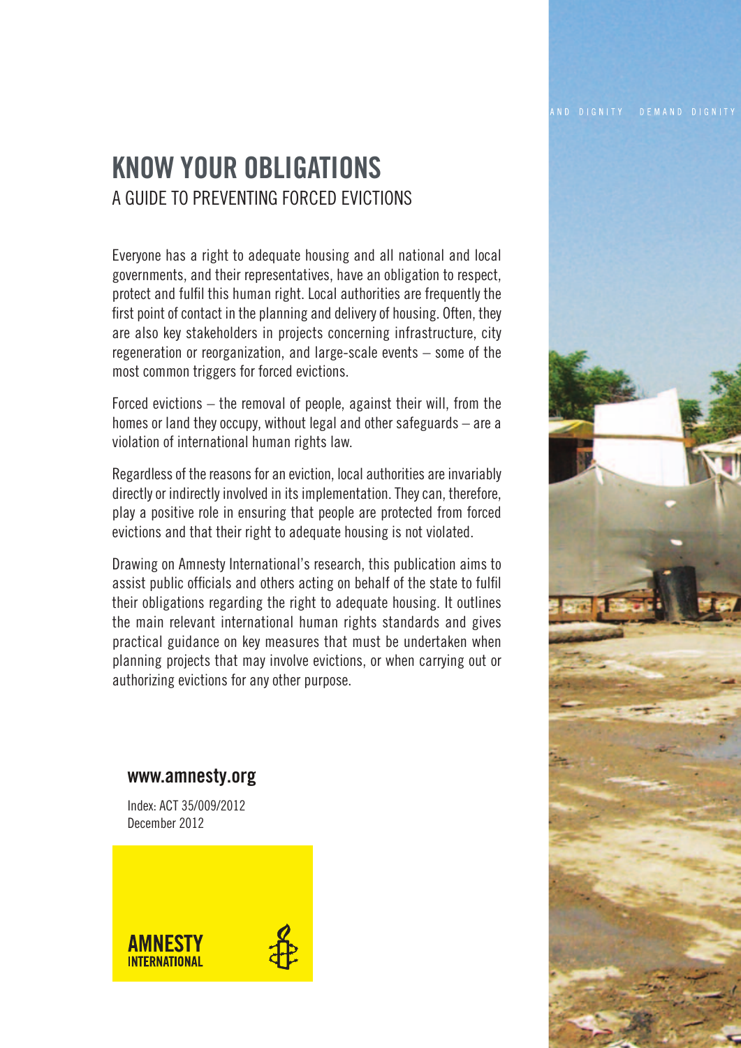# KNOW YOUR OBLIGATIONS

## A GUIDE TO PREVENTING FORCED EVICTIONS

Everyone has a right to adequate housing and all national and local governments, and their representatives, have an obligation to respect, protect and fulfil this human right. Local authorities are frequently the first point of contact in the planning and delivery of housing. Often, they are also key stakeholders in projects concerning infrastructure, city regeneration or reorganization, and large-scale events – some of the most common triggers for forced evictions.

Forced evictions – the removal of people, against their will, from the homes or land they occupy, without legal and other safeguards – are a violation of international human rights law.

Regardless of the reasons for an eviction, local authorities are invariably directly or indirectly involved in its implementation. They can, therefore, play a positive role in ensuring that people are protected from forced evictions and that their right to adequate housing is not violated.

Drawing on Amnesty International's research, this publication aims to assist public officials and others acting on behalf of the state to fulfil their obligations regarding the right to adequate housing. It outlines the main relevant international human rights standards and gives practical guidance on key measures that must be undertaken when planning projects that may involve evictions, or when carrying out or authorizing evictions for any other purpose.

**www.amnesty.org**

Index: ACT 35/009/2012
December 2012

AMNESTY INTERNATIONAL

AND DIGNITY DEMAND DIGNITY